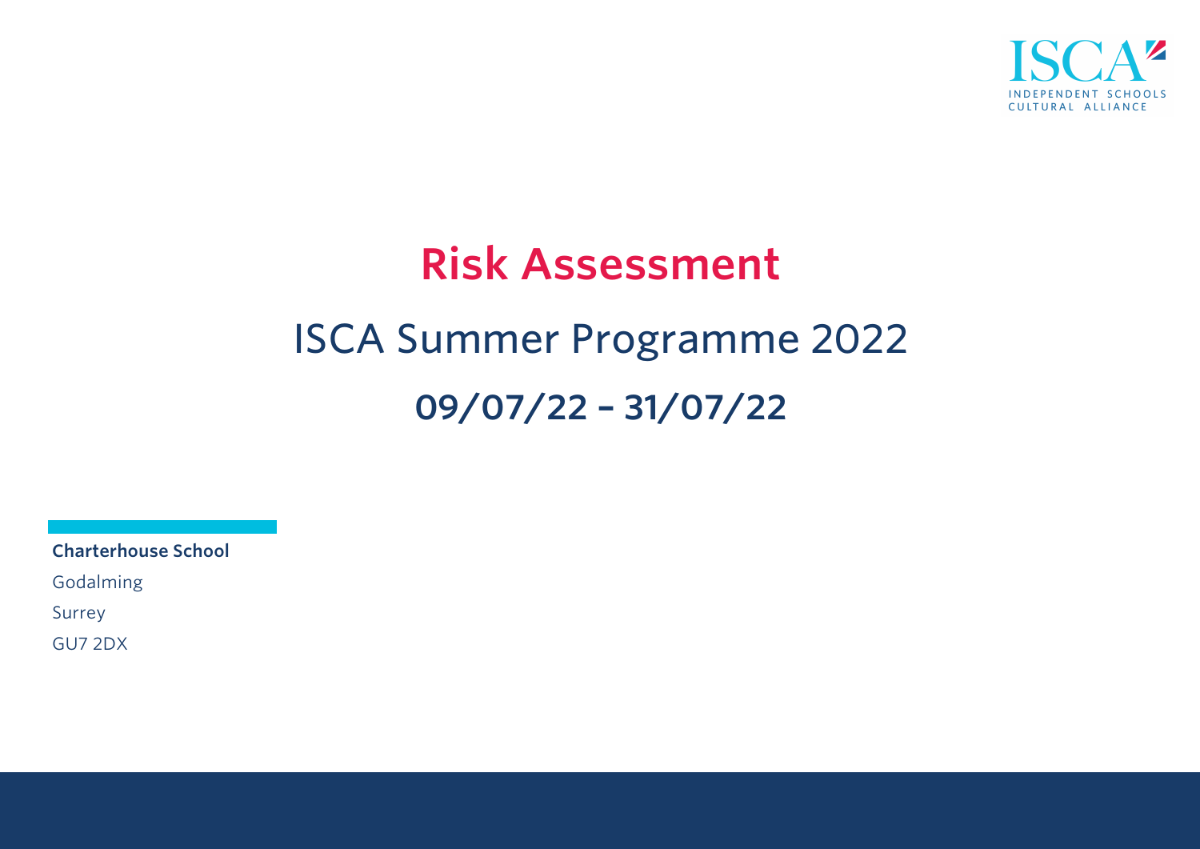ISCA
INDEPENDENT SCHOOLS CULTURAL ALLIANCE

# Risk Assessment

## ISCA Summer Programme 2022

## 09/07/22 – 31/07/22

**Charterhouse School**

Godalming

Surrey

GU7 2DX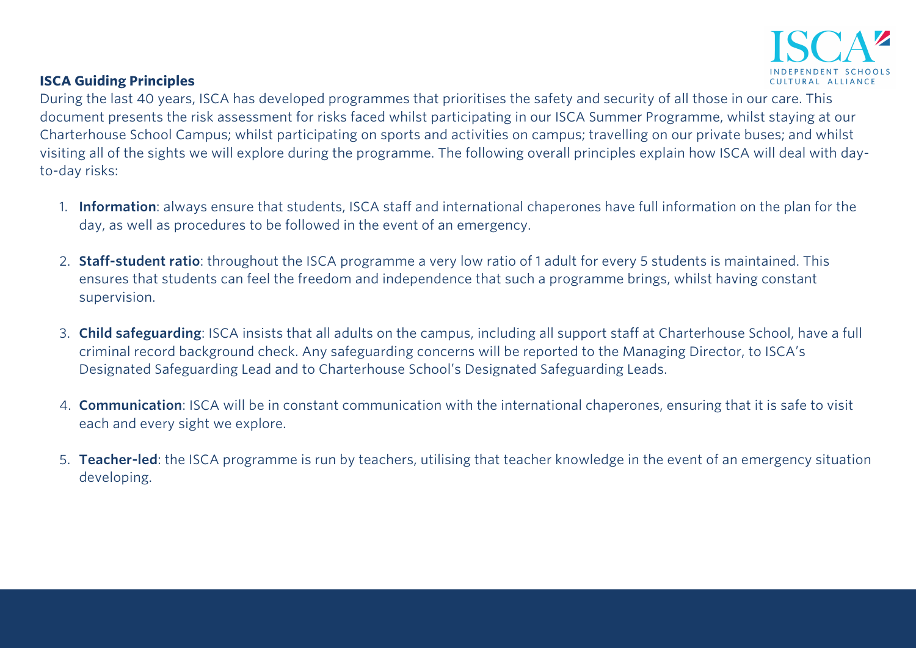## ISCA Guiding Principles

During the last 40 years, ISCA has developed programmes that prioritises the safety and security of all those in our care. This document presents the risk assessment for risks faced whilst participating in our ISCA Summer Programme, whilst staying at our Charterhouse School Campus; whilst participating on sports and activities on campus; travelling on our private buses; and whilst visiting all of the sights we will explore during the programme. The following overall principles explain how ISCA will deal with day-to-day risks:

1. **Information**: always ensure that students, ISCA staff and international chaperones have full information on the plan for the day, as well as procedures to be followed in the event of an emergency.

2. **Staff-student ratio**: throughout the ISCA programme a very low ratio of 1 adult for every 5 students is maintained. This ensures that students can feel the freedom and independence that such a programme brings, whilst having constant supervision.

3. **Child safeguarding**: ISCA insists that all adults on the campus, including all support staff at Charterhouse School, have a full criminal record background check. Any safeguarding concerns will be reported to the Managing Director, to ISCA's Designated Safeguarding Lead and to Charterhouse School's Designated Safeguarding Leads.

4. **Communication**: ISCA will be in constant communication with the international chaperones, ensuring that it is safe to visit each and every sight we explore.

5. **Teacher-led**: the ISCA programme is run by teachers, utilising that teacher knowledge in the event of an emergency situation developing.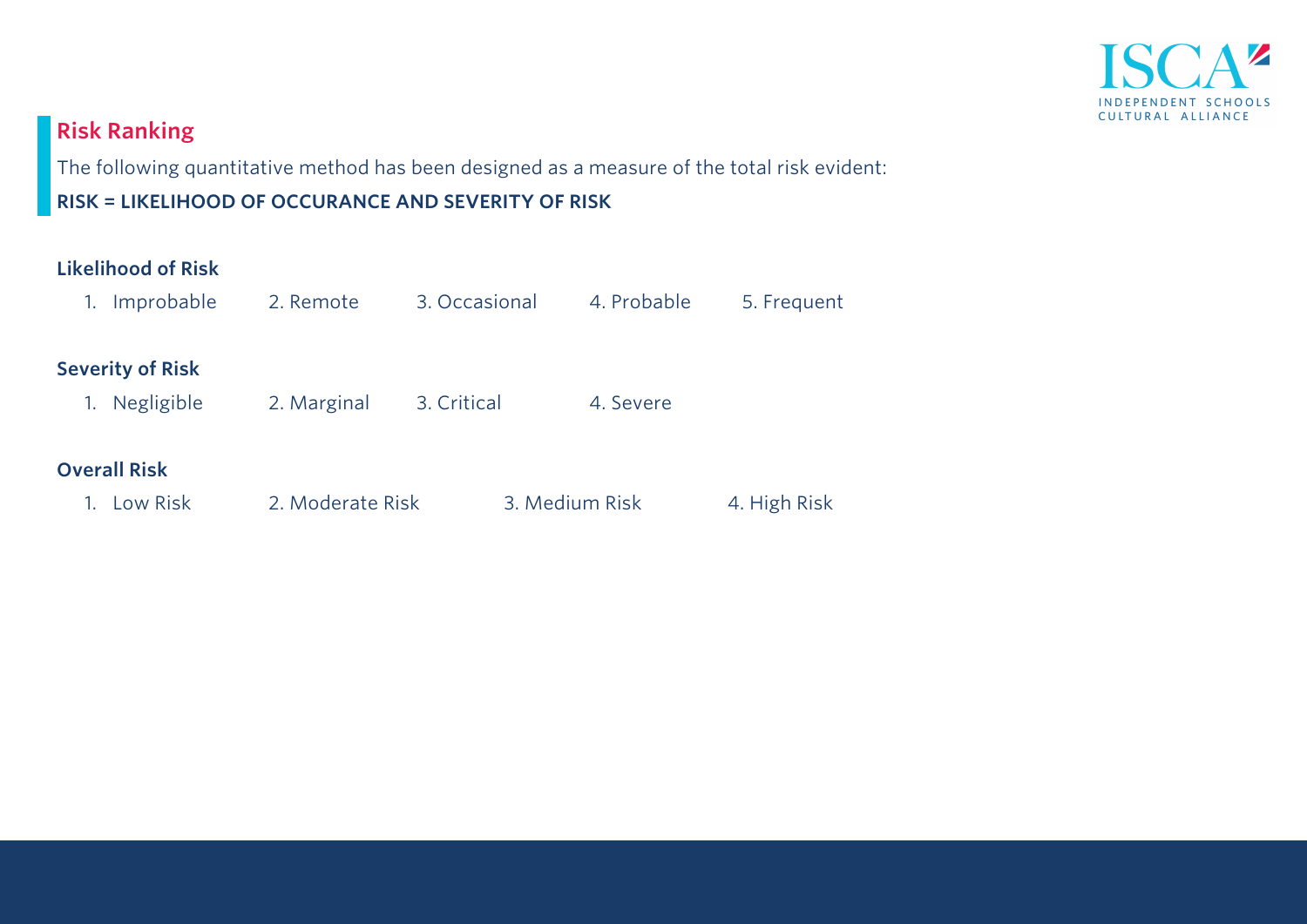## Risk Ranking

The following quantitative method has been designed as a measure of the total risk evident:

**RISK = LIKELIHOOD OF OCCURANCE AND SEVERITY OF RISK**

**Likelihood of Risk**

1. Improbable 2. Remote 3. Occasional 4. Probable 5. Frequent

**Severity of Risk**

1. Negligible 2. Marginal 3. Critical 4. Severe

**Overall Risk**

1. Low Risk 2. Moderate Risk 3. Medium Risk 4. High Risk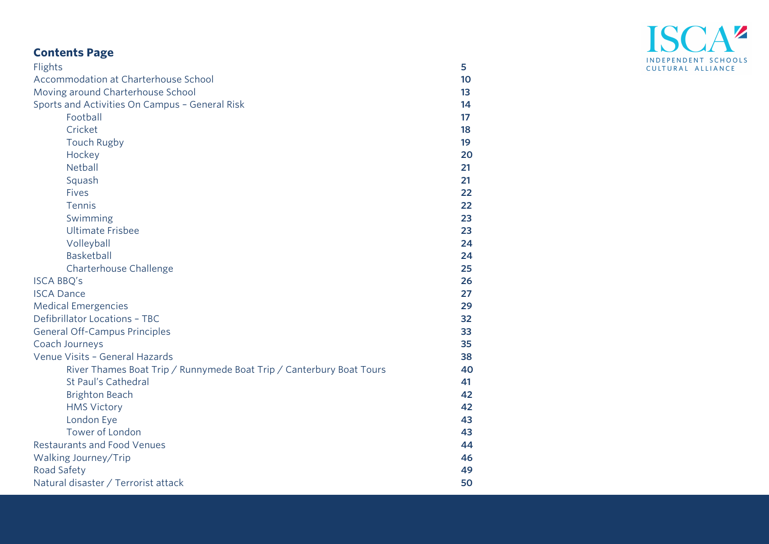## Contents Page

| | |
|---|---|
| Flights | 5 |
| Accommodation at Charterhouse School | 10 |
| Moving around Charterhouse School | 13 |
| Sports and Activities On Campus – General Risk | 14 |
|     Football | 17 |
|     Cricket | 18 |
|     Touch Rugby | 19 |
|     Hockey | 20 |
|     Netball | 21 |
|     Squash | 21 |
|     Fives | 22 |
|     Tennis | 22 |
|     Swimming | 23 |
|     Ultimate Frisbee | 23 |
|     Volleyball | 24 |
|     Basketball | 24 |
|     Charterhouse Challenge | 25 |
| ISCA BBQ's | 26 |
| ISCA Dance | 27 |
| Medical Emergencies | 29 |
| Defibrillator Locations – TBC | 32 |
| General Off-Campus Principles | 33 |
| Coach Journeys | 35 |
| Venue Visits – General Hazards | 38 |
|     River Thames Boat Trip / Runnymede Boat Trip / Canterbury Boat Tours | 40 |
|     St Paul's Cathedral | 41 |
|     Brighton Beach | 42 |
|     HMS Victory | 42 |
|     London Eye | 43 |
|     Tower of London | 43 |
| Restaurants and Food Venues | 44 |
| Walking Journey/Trip | 46 |
| Road Safety | 49 |
| Natural disaster / Terrorist attack | 50 |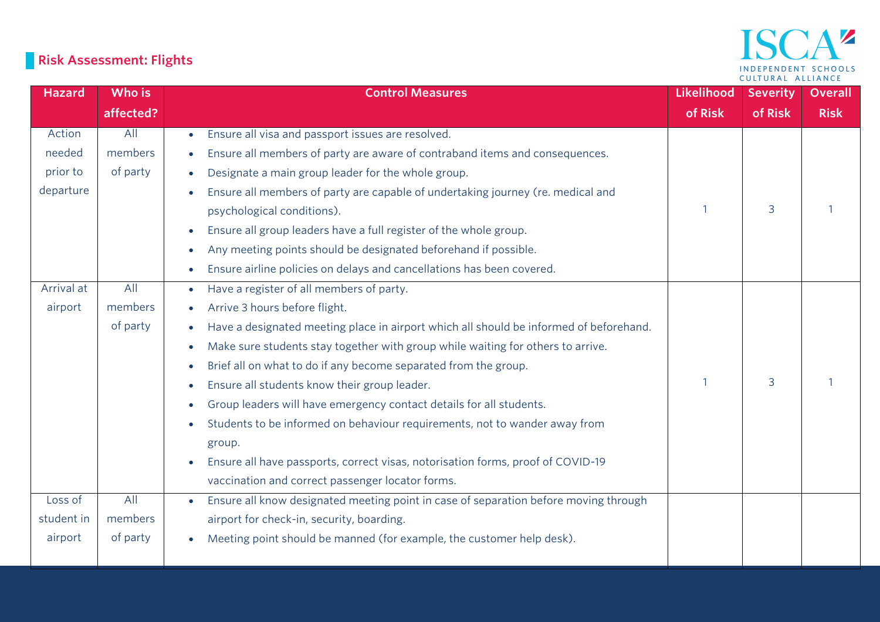## Risk Assessment: Flights

| Hazard | Who is affected? | Control Measures | Likelihood of Risk | Severity of Risk | Overall Risk |
|---|---|---|---|---|---|
| Action needed prior to departure | All members of party | • Ensure all visa and passport issues are resolved.<br>• Ensure all members of party are aware of contraband items and consequences.<br>• Designate a main group leader for the whole group.<br>• Ensure all members of party are capable of undertaking journey (re. medical and psychological conditions).<br>• Ensure all group leaders have a full register of the whole group.<br>• Any meeting points should be designated beforehand if possible.<br>• Ensure airline policies on delays and cancellations has been covered. | 1 | 3 | 1 |
| Arrival at airport | All members of party | • Have a register of all members of party.<br>• Arrive 3 hours before flight.<br>• Have a designated meeting place in airport which all should be informed of beforehand.<br>• Make sure students stay together with group while waiting for others to arrive.<br>• Brief all on what to do if any become separated from the group.<br>• Ensure all students know their group leader.<br>• Group leaders will have emergency contact details for all students.<br>• Students to be informed on behaviour requirements, not to wander away from group.<br>• Ensure all have passports, correct visas, notorisation forms, proof of COVID-19 vaccination and correct passenger locator forms. | 1 | 3 | 1 |
| Loss of student in airport | All members of party | • Ensure all know designated meeting point in case of separation before moving through airport for check-in, security, boarding.<br>• Meeting point should be manned (for example, the customer help desk). | | | |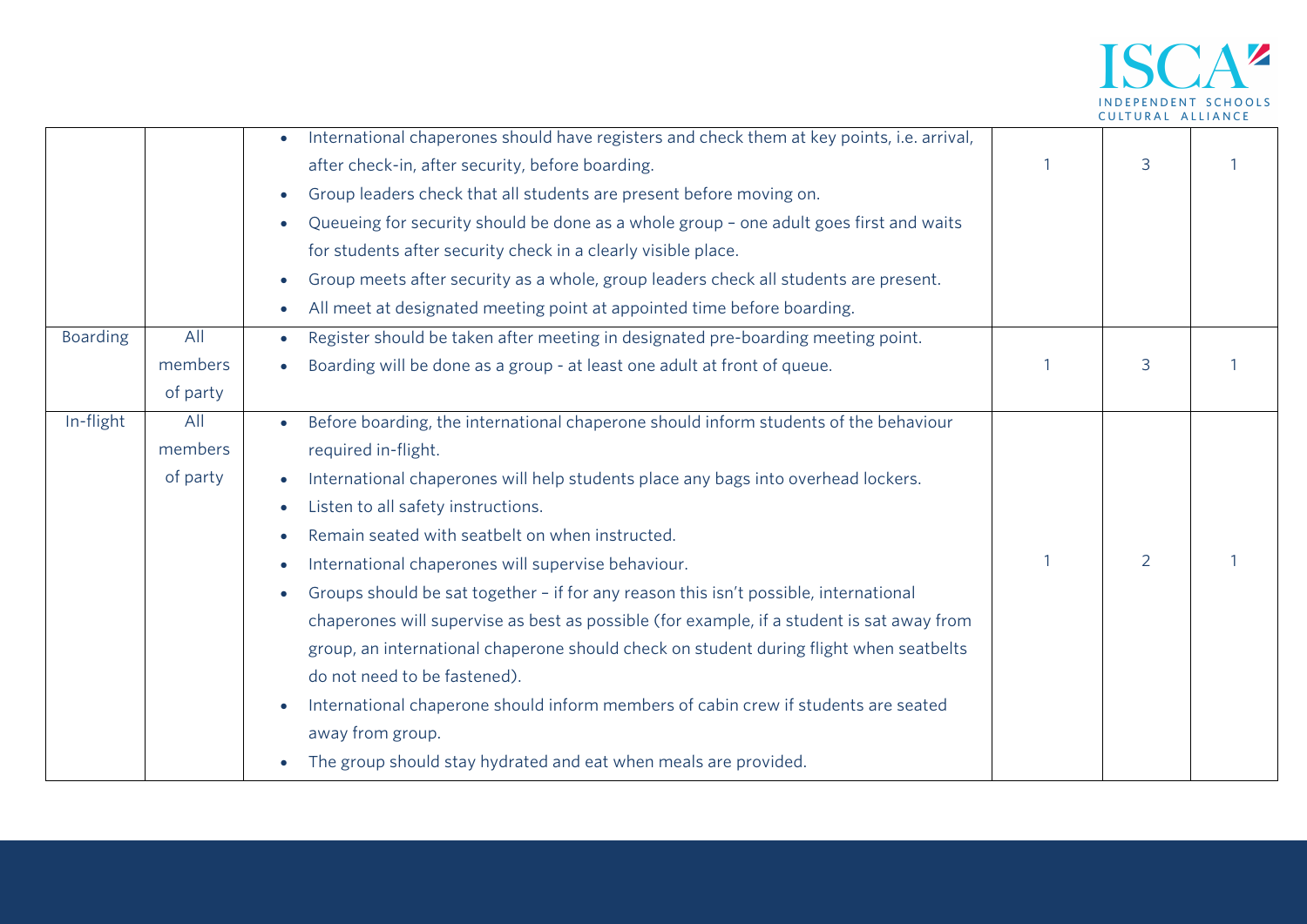| | | | | | |
|---|---|---|---|---|---|
| | | • International chaperones should have registers and check them at key points, i.e. arrival, after check-in, after security, before boarding.<br>• Group leaders check that all students are present before moving on.<br>• Queueing for security should be done as a whole group – one adult goes first and waits for students after security check in a clearly visible place.<br>• Group meets after security as a whole, group leaders check all students are present.<br>• All meet at designated meeting point at appointed time before boarding. | 1 | 3 | 1 |
| Boarding | All members of party | • Register should be taken after meeting in designated pre-boarding meeting point.<br>• Boarding will be done as a group - at least one adult at front of queue. | 1 | 3 | 1 |
| In-flight | All members of party | • Before boarding, the international chaperone should inform students of the behaviour required in-flight.<br>• International chaperones will help students place any bags into overhead lockers.<br>• Listen to all safety instructions.<br>• Remain seated with seatbelt on when instructed.<br>• International chaperones will supervise behaviour.<br>• Groups should be sat together – if for any reason this isn't possible, international chaperones will supervise as best as possible (for example, if a student is sat away from group, an international chaperone should check on student during flight when seatbelts do not need to be fastened).<br>• International chaperone should inform members of cabin crew if students are seated away from group.<br>• The group should stay hydrated and eat when meals are provided. | 1 | 2 | 1 |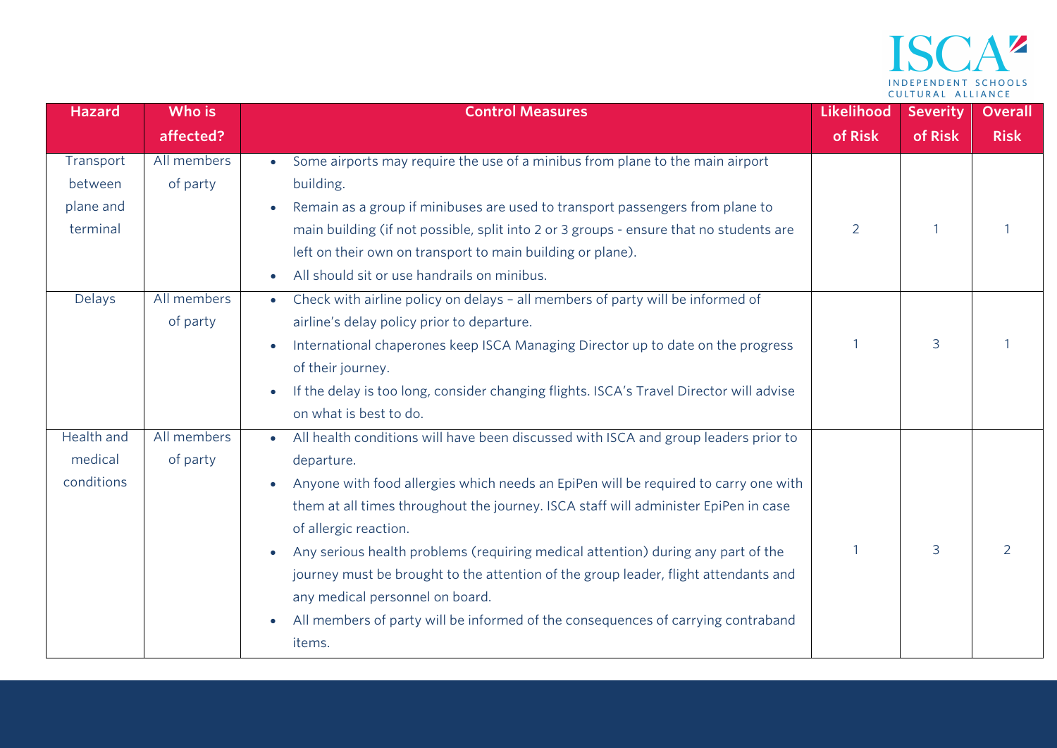| Hazard | Who is affected? | Control Measures | Likelihood of Risk | Severity of Risk | Overall Risk |
|---|---|---|---|---|---|
| Transport between plane and terminal | All members of party | • Some airports may require the use of a minibus from plane to the main airport building.<br>• Remain as a group if minibuses are used to transport passengers from plane to main building (if not possible, split into 2 or 3 groups - ensure that no students are left on their own on transport to main building or plane).<br>• All should sit or use handrails on minibus. | 2 | 1 | 1 |
| Delays | All members of party | • Check with airline policy on delays – all members of party will be informed of airline's delay policy prior to departure.<br>• International chaperones keep ISCA Managing Director up to date on the progress of their journey.<br>• If the delay is too long, consider changing flights. ISCA's Travel Director will advise on what is best to do. | 1 | 3 | 1 |
| Health and medical conditions | All members of party | • All health conditions will have been discussed with ISCA and group leaders prior to departure.<br>• Anyone with food allergies which needs an EpiPen will be required to carry one with them at all times throughout the journey. ISCA staff will administer EpiPen in case of allergic reaction.<br>• Any serious health problems (requiring medical attention) during any part of the journey must be brought to the attention of the group leader, flight attendants and any medical personnel on board.<br>• All members of party will be informed of the consequences of carrying contraband items. | 1 | 3 | 2 |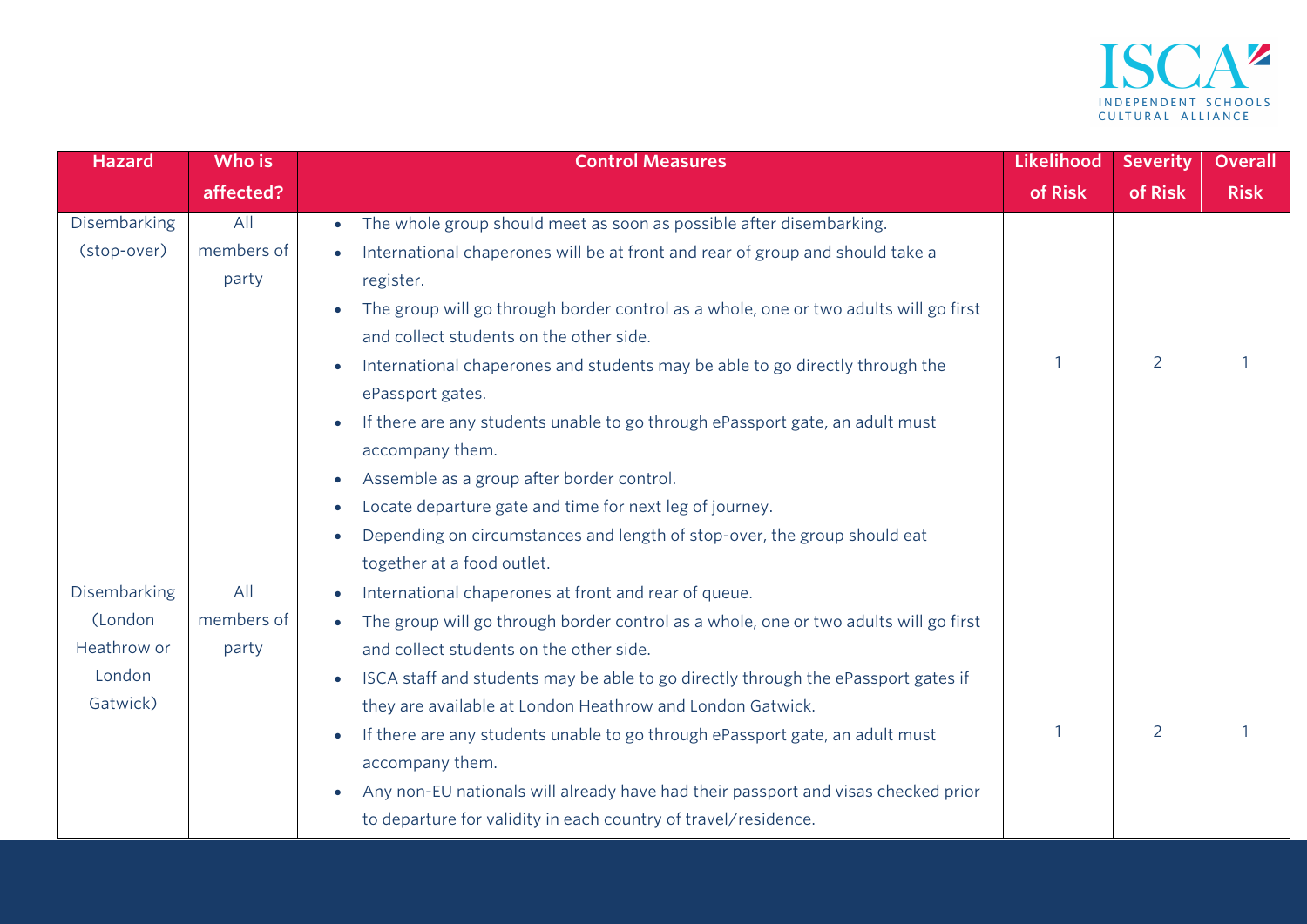| Hazard | Who is affected? | Control Measures | Likelihood of Risk | Severity of Risk | Overall Risk |
|---|---|---|---|---|---|
| Disembarking (stop-over) | All members of party | • The whole group should meet as soon as possible after disembarking.<br>• International chaperones will be at front and rear of group and should take a register.<br>• The group will go through border control as a whole, one or two adults will go first and collect students on the other side.<br>• International chaperones and students may be able to go directly through the ePassport gates.<br>• If there are any students unable to go through ePassport gate, an adult must accompany them.<br>• Assemble as a group after border control.<br>• Locate departure gate and time for next leg of journey.<br>• Depending on circumstances and length of stop-over, the group should eat together at a food outlet. | 1 | 2 | 1 |
| Disembarking (London Heathrow or London Gatwick) | All members of party | • International chaperones at front and rear of queue.<br>• The group will go through border control as a whole, one or two adults will go first and collect students on the other side.<br>• ISCA staff and students may be able to go directly through the ePassport gates if they are available at London Heathrow and London Gatwick.<br>• If there are any students unable to go through ePassport gate, an adult must accompany them.<br>• Any non-EU nationals will already have had their passport and visas checked prior to departure for validity in each country of travel/residence. | 1 | 2 | 1 |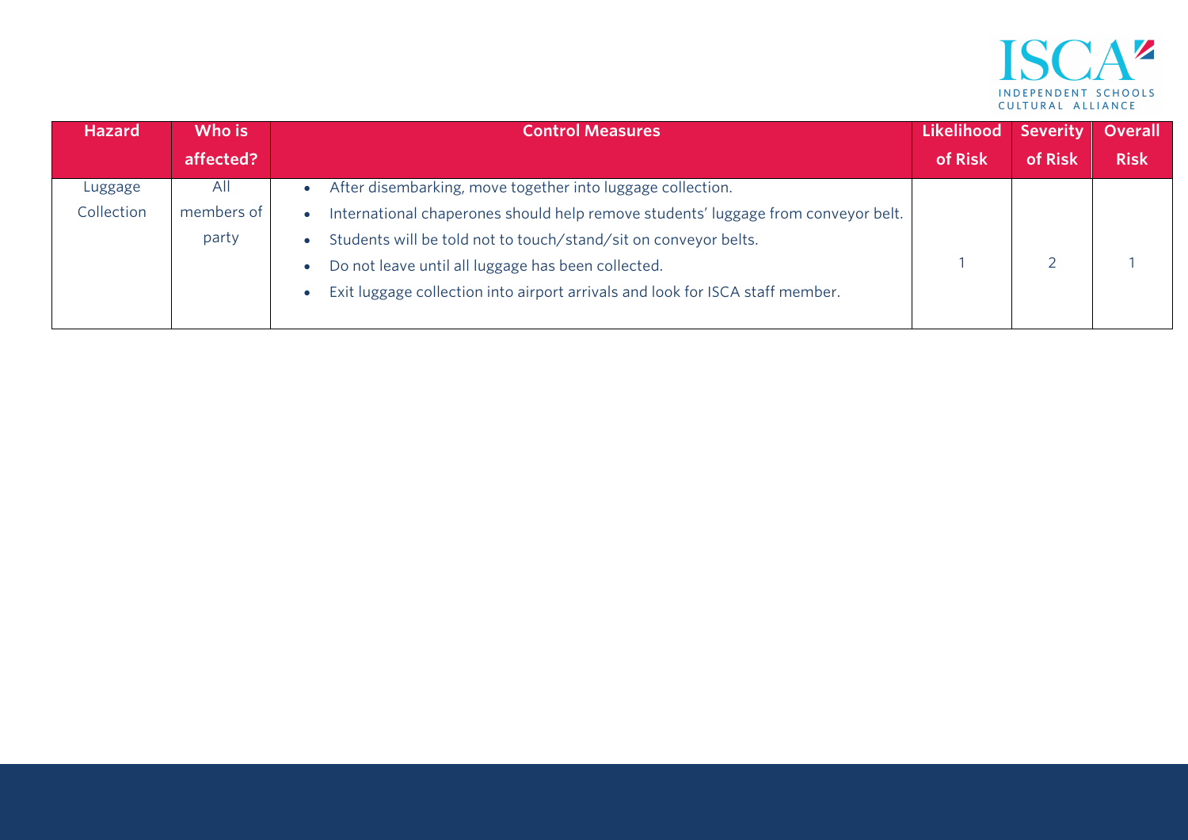| Hazard | Who is affected? | Control Measures | Likelihood of Risk | Severity of Risk | Overall Risk |
|---|---|---|---|---|---|
| Luggage Collection | All members of party | • After disembarking, move together into luggage collection.<br>• International chaperones should help remove students' luggage from conveyor belt.<br>• Students will be told not to touch/stand/sit on conveyor belts.<br>• Do not leave until all luggage has been collected.<br>• Exit luggage collection into airport arrivals and look for ISCA staff member. | 1 | 2 | 1 |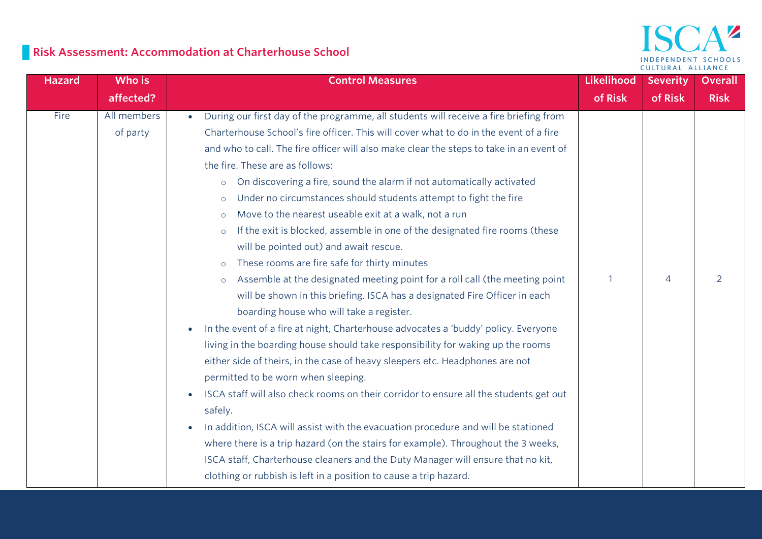## Risk Assessment: Accommodation at Charterhouse School

| Hazard | Who is affected? | Control Measures | Likelihood of Risk | Severity of Risk | Overall Risk |
|---|---|---|---|---|---|
| Fire | All members of party | • During our first day of the programme, all students will receive a fire briefing from Charterhouse School's fire officer. This will cover what to do in the event of a fire and who to call. The fire officer will also make clear the steps to take in an event of the fire. These are as follows:<br>  ○ On discovering a fire, sound the alarm if not automatically activated<br>  ○ Under no circumstances should students attempt to fight the fire<br>  ○ Move to the nearest useable exit at a walk, not a run<br>  ○ If the exit is blocked, assemble in one of the designated fire rooms (these will be pointed out) and await rescue.<br>  ○ These rooms are fire safe for thirty minutes<br>  ○ Assemble at the designated meeting point for a roll call (the meeting point will be shown in this briefing. ISCA has a designated Fire Officer in each boarding house who will take a register.<br>• In the event of a fire at night, Charterhouse advocates a 'buddy' policy. Everyone living in the boarding house should take responsibility for waking up the rooms either side of theirs, in the case of heavy sleepers etc. Headphones are not permitted to be worn when sleeping.<br>• ISCA staff will also check rooms on their corridor to ensure all the students get out safely.<br>• In addition, ISCA will assist with the evacuation procedure and will be stationed where there is a trip hazard (on the stairs for example). Throughout the 3 weeks, ISCA staff, Charterhouse cleaners and the Duty Manager will ensure that no kit, clothing or rubbish is left in a position to cause a trip hazard. | 1 | 4 | 2 |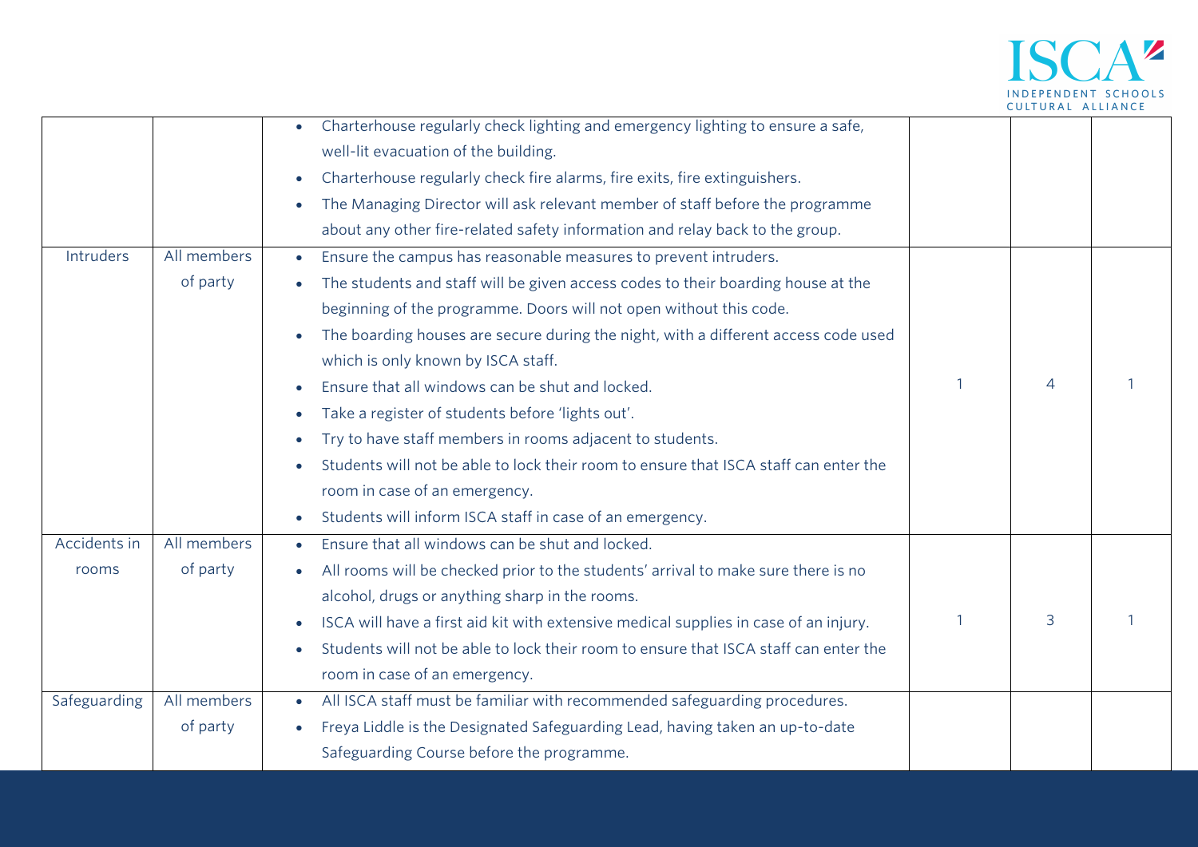| | | | | | |
|---|---|---|---|---|---|
| | | • Charterhouse regularly check lighting and emergency lighting to ensure a safe, well-lit evacuation of the building.<br>• Charterhouse regularly check fire alarms, fire exits, fire extinguishers.<br>• The Managing Director will ask relevant member of staff before the programme about any other fire-related safety information and relay back to the group. | | | |
| Intruders | All members of party | • Ensure the campus has reasonable measures to prevent intruders.<br>• The students and staff will be given access codes to their boarding house at the beginning of the programme. Doors will not open without this code.<br>• The boarding houses are secure during the night, with a different access code used which is only known by ISCA staff.<br>• Ensure that all windows can be shut and locked.<br>• Take a register of students before 'lights out'.<br>• Try to have staff members in rooms adjacent to students.<br>• Students will not be able to lock their room to ensure that ISCA staff can enter the room in case of an emergency.<br>• Students will inform ISCA staff in case of an emergency. | 1 | 4 | 1 |
| Accidents in rooms | All members of party | • Ensure that all windows can be shut and locked.<br>• All rooms will be checked prior to the students' arrival to make sure there is no alcohol, drugs or anything sharp in the rooms.<br>• ISCA will have a first aid kit with extensive medical supplies in case of an injury.<br>• Students will not be able to lock their room to ensure that ISCA staff can enter the room in case of an emergency. | 1 | 3 | 1 |
| Safeguarding | All members of party | • All ISCA staff must be familiar with recommended safeguarding procedures.<br>• Freya Liddle is the Designated Safeguarding Lead, having taken an up-to-date Safeguarding Course before the programme. | | | |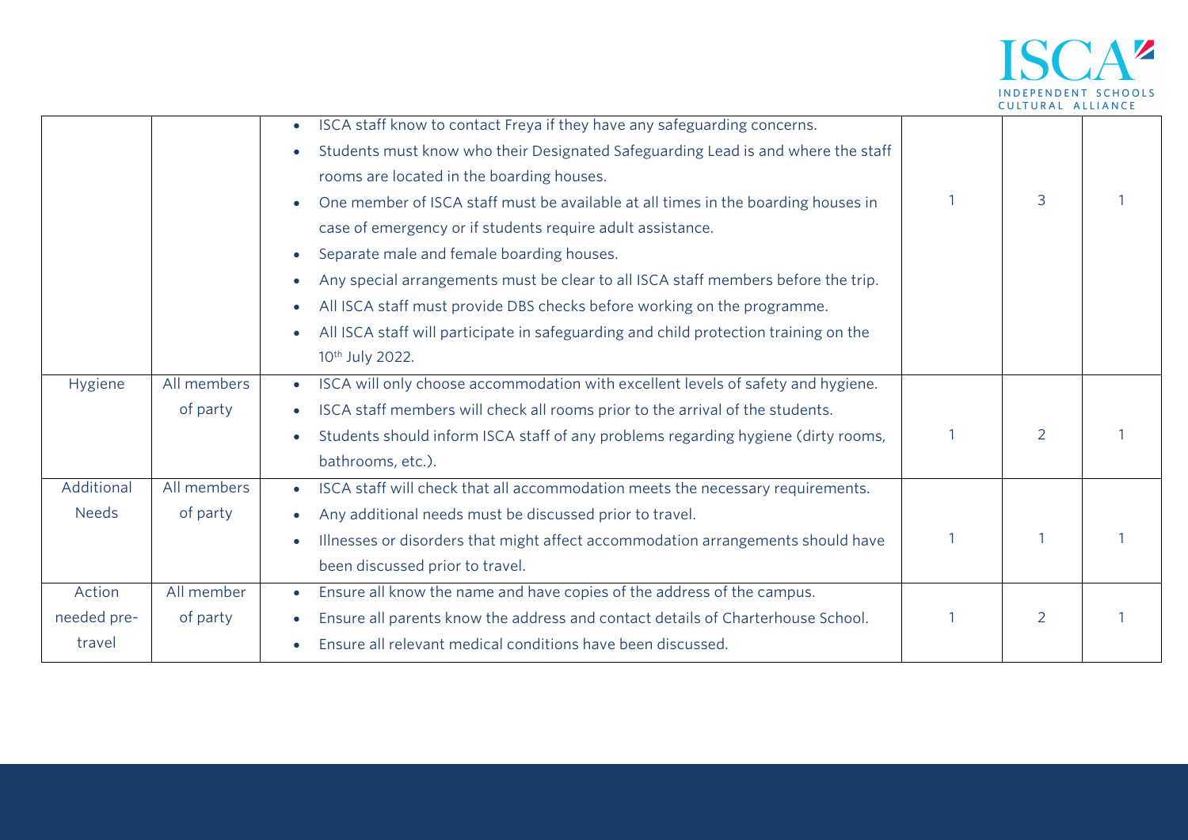| | | | | | |
|---|---|---|---|---|---|
| | | • ISCA staff know to contact Freya if they have any safeguarding concerns.<br>• Students must know who their Designated Safeguarding Lead is and where the staff rooms are located in the boarding houses.<br>• One member of ISCA staff must be available at all times in the boarding houses in case of emergency or if students require adult assistance.<br>• Separate male and female boarding houses.<br>• Any special arrangements must be clear to all ISCA staff members before the trip.<br>• All ISCA staff must provide DBS checks before working on the programme.<br>• All ISCA staff will participate in safeguarding and child protection training on the 10th July 2022. | 1 | 3 | 1 |
| Hygiene | All members of party | • ISCA will only choose accommodation with excellent levels of safety and hygiene.<br>• ISCA staff members will check all rooms prior to the arrival of the students.<br>• Students should inform ISCA staff of any problems regarding hygiene (dirty rooms, bathrooms, etc.). | 1 | 2 | 1 |
| Additional Needs | All members of party | • ISCA staff will check that all accommodation meets the necessary requirements.<br>• Any additional needs must be discussed prior to travel.<br>• Illnesses or disorders that might affect accommodation arrangements should have been discussed prior to travel. | 1 | 1 | 1 |
| Action needed pre-travel | All member of party | • Ensure all know the name and have copies of the address of the campus.<br>• Ensure all parents know the address and contact details of Charterhouse School.<br>• Ensure all relevant medical conditions have been discussed. | 1 | 2 | 1 |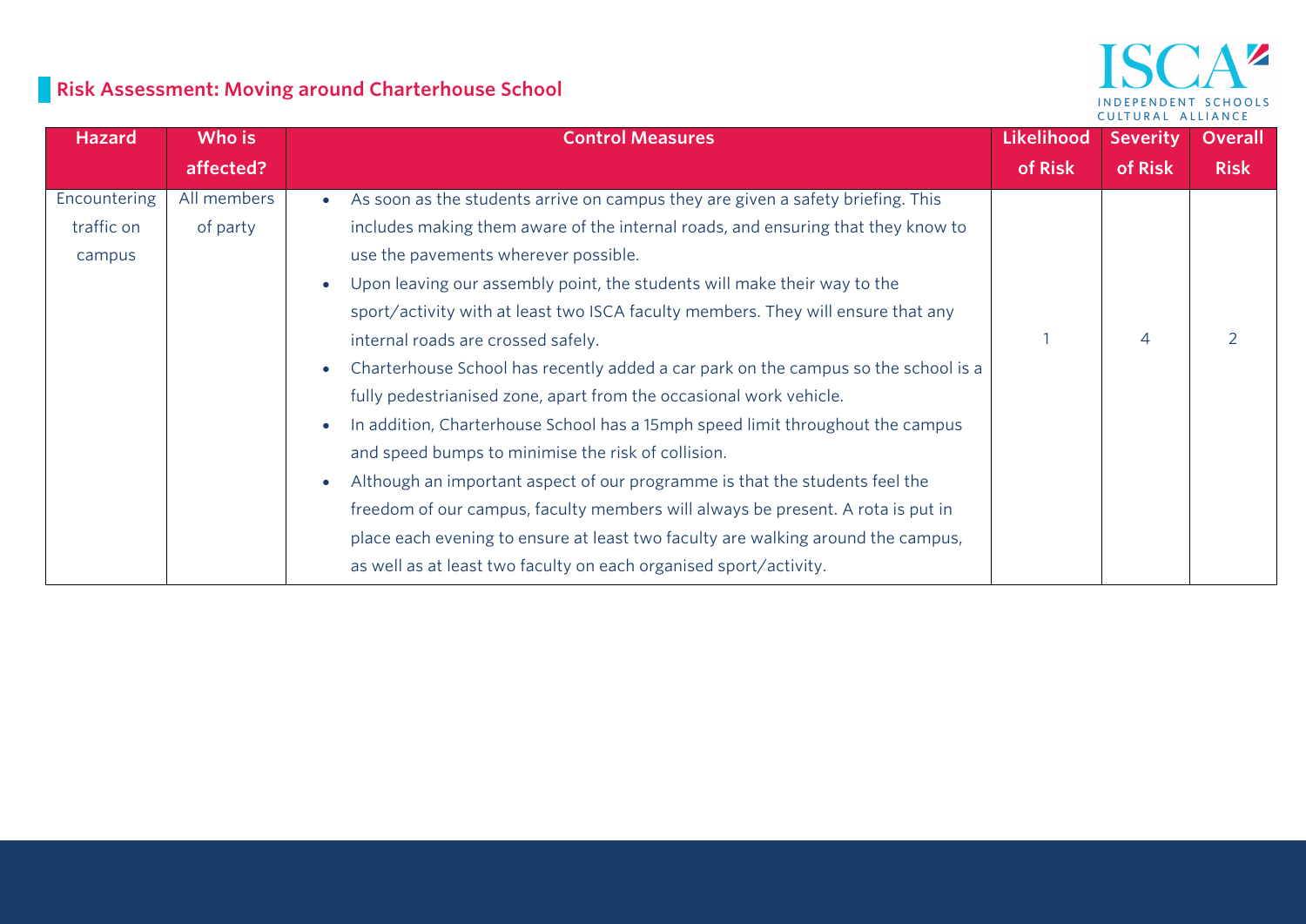## Risk Assessment: Moving around Charterhouse School

| Hazard | Who is affected? | Control Measures | Likelihood of Risk | Severity of Risk | Overall Risk |
| --- | --- | --- | --- | --- | --- |
| Encountering traffic on campus | All members of party | • As soon as the students arrive on campus they are given a safety briefing. This includes making them aware of the internal roads, and ensuring that they know to use the pavements wherever possible.<br>• Upon leaving our assembly point, the students will make their way to the sport/activity with at least two ISCA faculty members. They will ensure that any internal roads are crossed safely.<br>• Charterhouse School has recently added a car park on the campus so the school is a fully pedestrianised zone, apart from the occasional work vehicle.<br>• In addition, Charterhouse School has a 15mph speed limit throughout the campus and speed bumps to minimise the risk of collision.<br>• Although an important aspect of our programme is that the students feel the freedom of our campus, faculty members will always be present. A rota is put in place each evening to ensure at least two faculty are walking around the campus, as well as at least two faculty on each organised sport/activity. | 1 | 4 | 2 |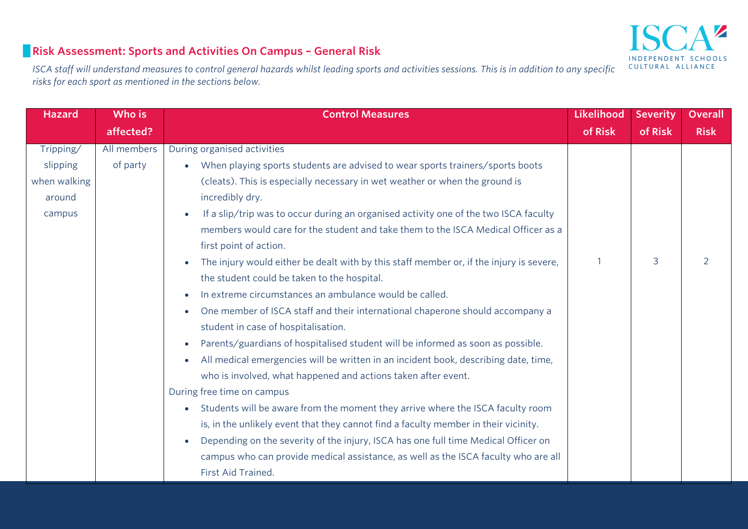## Risk Assessment: Sports and Activities On Campus – General Risk

*ISCA staff will understand measures to control general hazards whilst leading sports and activities sessions. This is in addition to any specific risks for each sport as mentioned in the sections below.*

| Hazard | Who is affected? | Control Measures | Likelihood of Risk | Severity of Risk | Overall Risk |
|---|---|---|---|---|---|
| Tripping/ slipping when walking around campus | All members of party | During organised activities<br>• When playing sports students are advised to wear sports trainers/sports boots (cleats). This is especially necessary in wet weather or when the ground is incredibly dry.<br>• If a slip/trip was to occur during an organised activity one of the two ISCA faculty members would care for the student and take them to the ISCA Medical Officer as a first point of action.<br>• The injury would either be dealt with by this staff member or, if the injury is severe, the student could be taken to the hospital.<br>• In extreme circumstances an ambulance would be called.<br>• One member of ISCA staff and their international chaperone should accompany a student in case of hospitalisation.<br>• Parents/guardians of hospitalised student will be informed as soon as possible.<br>• All medical emergencies will be written in an incident book, describing date, time, who is involved, what happened and actions taken after event.<br>During free time on campus<br>• Students will be aware from the moment they arrive where the ISCA faculty room is, in the unlikely event that they cannot find a faculty member in their vicinity.<br>• Depending on the severity of the injury, ISCA has one full time Medical Officer on campus who can provide medical assistance, as well as the ISCA faculty who are all First Aid Trained. | 1 | 3 | 2 |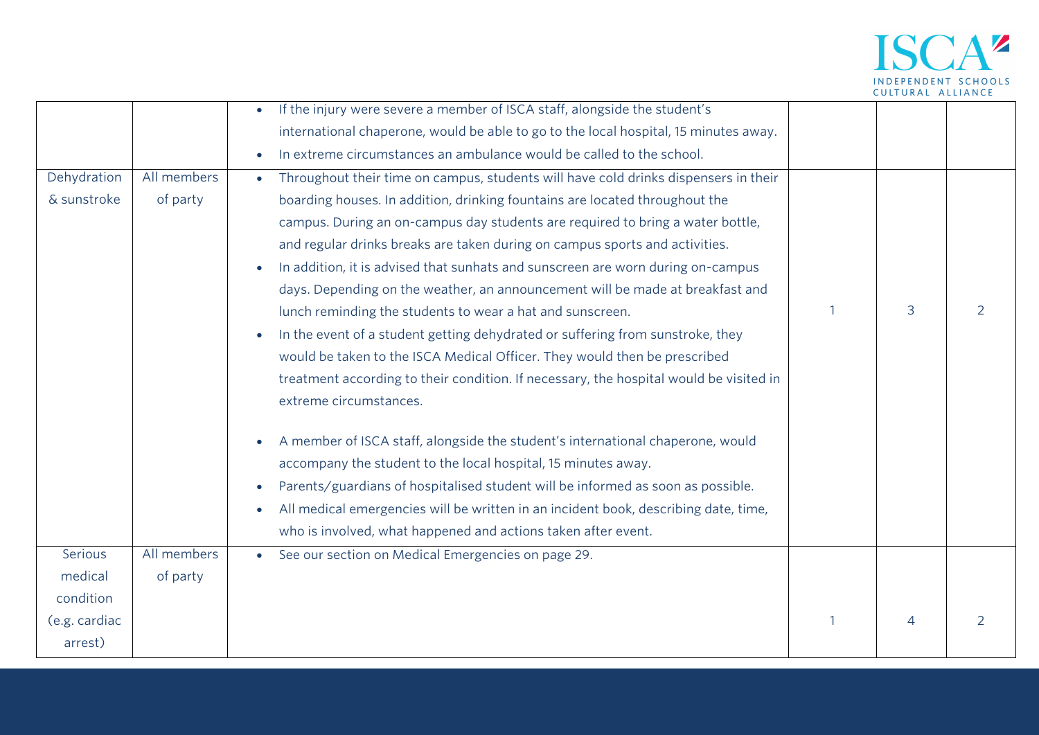| | | | | | |
|---|---|---|---|---|---|
| | | • If the injury were severe a member of ISCA staff, alongside the student's international chaperone, would be able to go to the local hospital, 15 minutes away.<br>• In extreme circumstances an ambulance would be called to the school. | | | |
| Dehydration & sunstroke | All members of party | • Throughout their time on campus, students will have cold drinks dispensers in their boarding houses. In addition, drinking fountains are located throughout the campus. During an on-campus day students are required to bring a water bottle, and regular drinks breaks are taken during on campus sports and activities.<br>• In addition, it is advised that sunhats and sunscreen are worn during on-campus days. Depending on the weather, an announcement will be made at breakfast and lunch reminding the students to wear a hat and sunscreen.<br>• In the event of a student getting dehydrated or suffering from sunstroke, they would be taken to the ISCA Medical Officer. They would then be prescribed treatment according to their condition. If necessary, the hospital would be visited in extreme circumstances.<br><br>• A member of ISCA staff, alongside the student's international chaperone, would accompany the student to the local hospital, 15 minutes away.<br>• Parents/guardians of hospitalised student will be informed as soon as possible.<br>• All medical emergencies will be written in an incident book, describing date, time, who is involved, what happened and actions taken after event. | 1 | 3 | 2 |
| Serious medical condition (e.g. cardiac arrest) | All members of party | • See our section on Medical Emergencies on page 29. | 1 | 4 | 2 |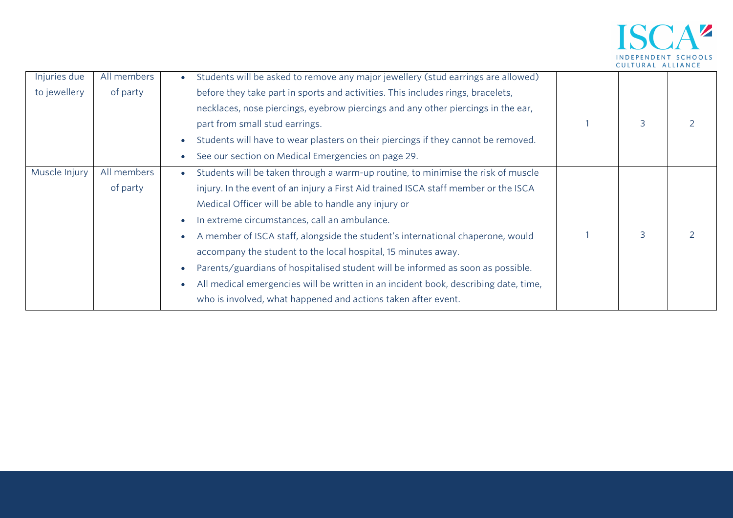| Injuries due to jewellery | All members of party | • Students will be asked to remove any major jewellery (stud earrings are allowed) before they take part in sports and activities. This includes rings, bracelets, necklaces, nose piercings, eyebrow piercings and any other piercings in the ear, part from small stud earrings.<br>• Students will have to wear plasters on their piercings if they cannot be removed.<br>• See our section on Medical Emergencies on page 29. | 1 | 3 | 2 |
|---|---|---|---|---|---|
| Muscle Injury | All members of party | • Students will be taken through a warm-up routine, to minimise the risk of muscle injury. In the event of an injury a First Aid trained ISCA staff member or the ISCA Medical Officer will be able to handle any injury or<br>• In extreme circumstances, call an ambulance.<br>• A member of ISCA staff, alongside the student's international chaperone, would accompany the student to the local hospital, 15 minutes away.<br>• Parents/guardians of hospitalised student will be informed as soon as possible.<br>• All medical emergencies will be written in an incident book, describing date, time, who is involved, what happened and actions taken after event. | 1 | 3 | 2 |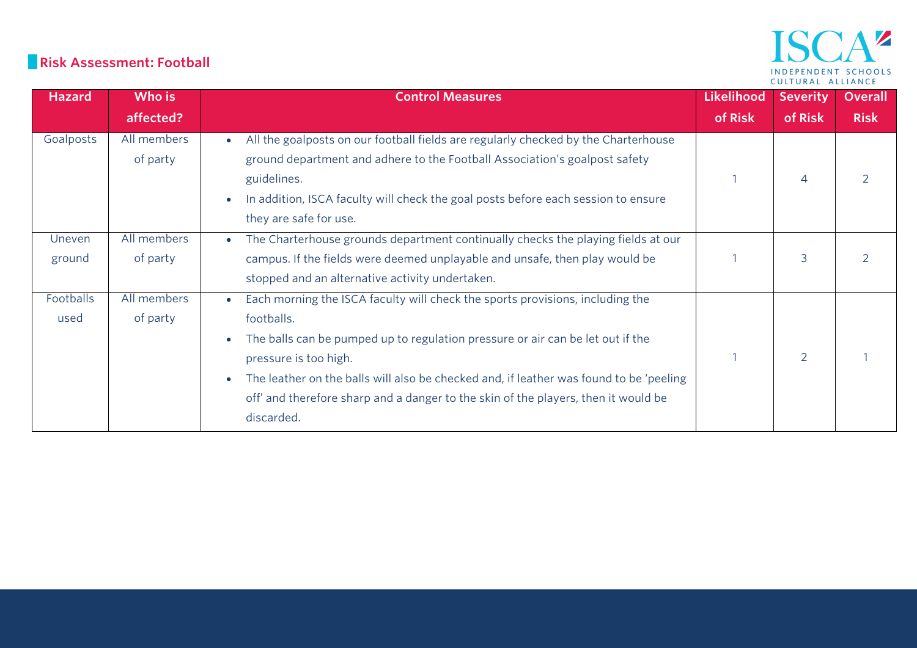## Risk Assessment: Football

| Hazard | Who is affected? | Control Measures | Likelihood of Risk | Severity of Risk | Overall Risk |
|---|---|---|---|---|---|
| Goalposts | All members of party | • All the goalposts on our football fields are regularly checked by the Charterhouse ground department and adhere to the Football Association's goalpost safety guidelines.<br>• In addition, ISCA faculty will check the goal posts before each session to ensure they are safe for use. | 1 | 4 | 2 |
| Uneven ground | All members of party | • The Charterhouse grounds department continually checks the playing fields at our campus. If the fields were deemed unplayable and unsafe, then play would be stopped and an alternative activity undertaken. | 1 | 3 | 2 |
| Footballs used | All members of party | • Each morning the ISCA faculty will check the sports provisions, including the footballs.<br>• The balls can be pumped up to regulation pressure or air can be let out if the pressure is too high.<br>• The leather on the balls will also be checked and, if leather was found to be 'peeling off' and therefore sharp and a danger to the skin of the players, then it would be discarded. | 1 | 2 | 1 |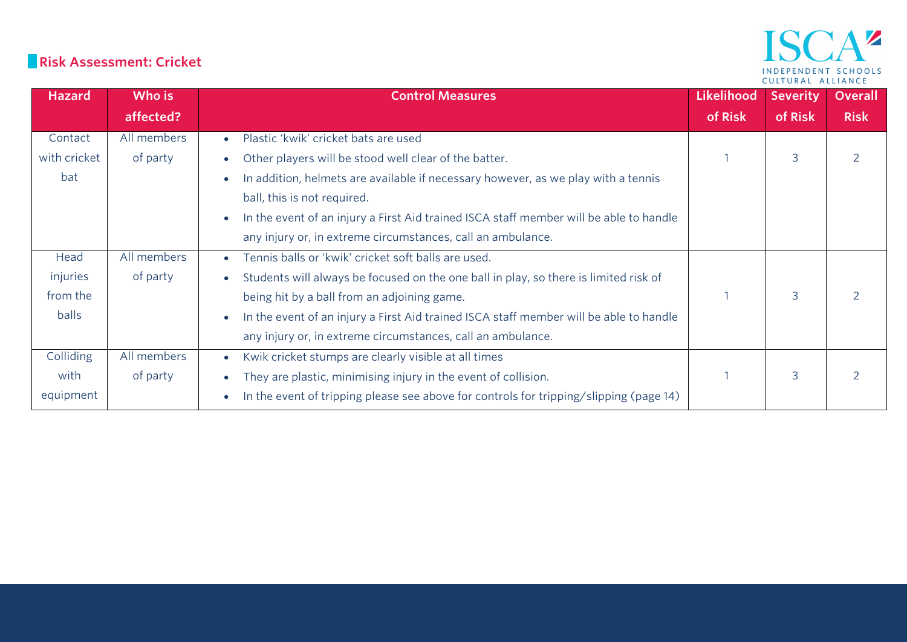## Risk Assessment: Cricket

| Hazard | Who is affected? | Control Measures | Likelihood of Risk | Severity of Risk | Overall Risk |
|---|---|---|---|---|---|
| Contact with cricket bat | All members of party | • Plastic 'kwik' cricket bats are used<br>• Other players will be stood well clear of the batter.<br>• In addition, helmets are available if necessary however, as we play with a tennis ball, this is not required.<br>• In the event of an injury a First Aid trained ISCA staff member will be able to handle any injury or, in extreme circumstances, call an ambulance. | 1 | 3 | 2 |
| Head injuries from the balls | All members of party | • Tennis balls or 'kwik' cricket soft balls are used.<br>• Students will always be focused on the one ball in play, so there is limited risk of being hit by a ball from an adjoining game.<br>• In the event of an injury a First Aid trained ISCA staff member will be able to handle any injury or, in extreme circumstances, call an ambulance. | 1 | 3 | 2 |
| Colliding with equipment | All members of party | • Kwik cricket stumps are clearly visible at all times<br>• They are plastic, minimising injury in the event of collision.<br>• In the event of tripping please see above for controls for tripping/slipping (page 14) | 1 | 3 | 2 |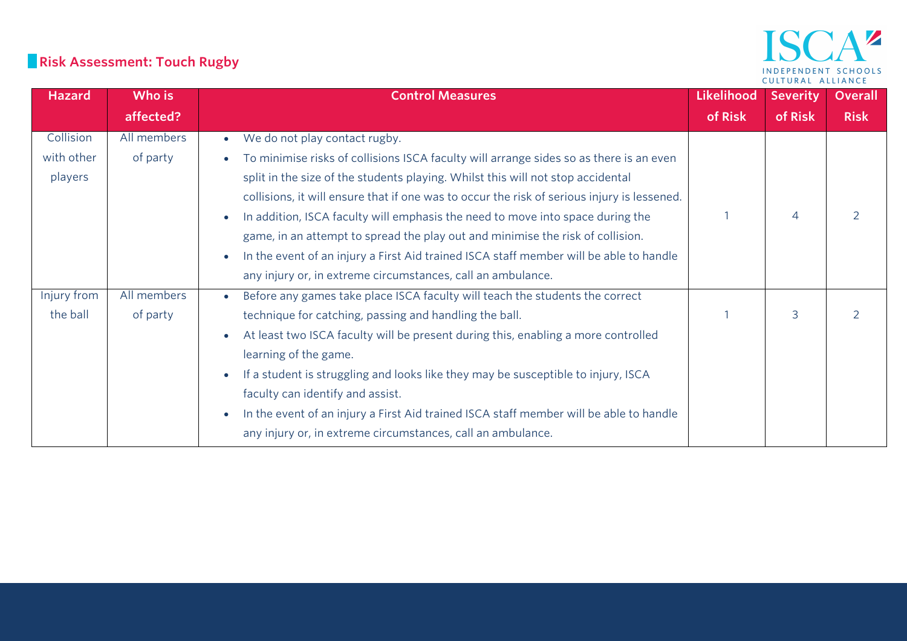## Risk Assessment: Touch Rugby

| Hazard | Who is affected? | Control Measures | Likelihood of Risk | Severity of Risk | Overall Risk |
|---|---|---|---|---|---|
| Collision with other players | All members of party | • We do not play contact rugby.<br>• To minimise risks of collisions ISCA faculty will arrange sides so as there is an even split in the size of the students playing. Whilst this will not stop accidental collisions, it will ensure that if one was to occur the risk of serious injury is lessened.<br>• In addition, ISCA faculty will emphasis the need to move into space during the game, in an attempt to spread the play out and minimise the risk of collision.<br>• In the event of an injury a First Aid trained ISCA staff member will be able to handle any injury or, in extreme circumstances, call an ambulance. | 1 | 4 | 2 |
| Injury from the ball | All members of party | • Before any games take place ISCA faculty will teach the students the correct technique for catching, passing and handling the ball.<br>• At least two ISCA faculty will be present during this, enabling a more controlled learning of the game.<br>• If a student is struggling and looks like they may be susceptible to injury, ISCA faculty can identify and assist.<br>• In the event of an injury a First Aid trained ISCA staff member will be able to handle any injury or, in extreme circumstances, call an ambulance. | 1 | 3 | 2 |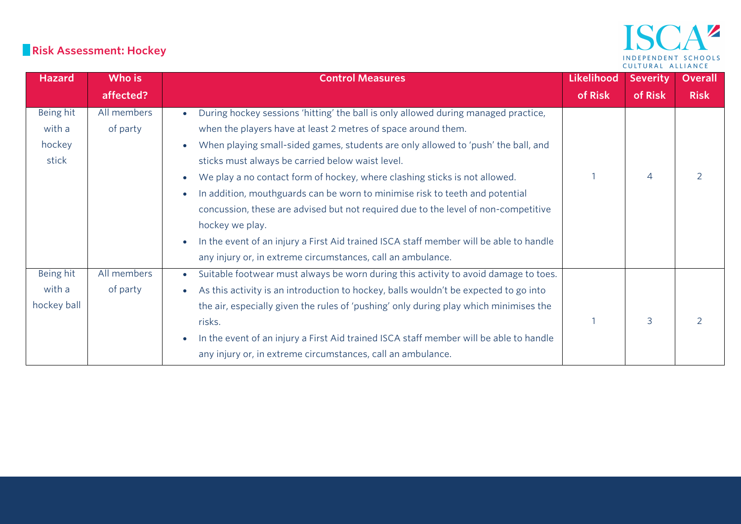## Risk Assessment: Hockey

| Hazard | Who is affected? | Control Measures | Likelihood of Risk | Severity of Risk | Overall Risk |
|---|---|---|---|---|---|
| Being hit with a hockey stick | All members of party | • During hockey sessions 'hitting' the ball is only allowed during managed practice, when the players have at least 2 metres of space around them. <br> • When playing small-sided games, students are only allowed to 'push' the ball, and sticks must always be carried below waist level. <br> • We play a no contact form of hockey, where clashing sticks is not allowed. <br> • In addition, mouthguards can be worn to minimise risk to teeth and potential concussion, these are advised but not required due to the level of non-competitive hockey we play. <br> • In the event of an injury a First Aid trained ISCA staff member will be able to handle any injury or, in extreme circumstances, call an ambulance. | 1 | 4 | 2 |
| Being hit with a hockey ball | All members of party | • Suitable footwear must always be worn during this activity to avoid damage to toes. <br> • As this activity is an introduction to hockey, balls wouldn't be expected to go into the air, especially given the rules of 'pushing' only during play which minimises the risks. <br> • In the event of an injury a First Aid trained ISCA staff member will be able to handle any injury or, in extreme circumstances, call an ambulance. | 1 | 3 | 2 |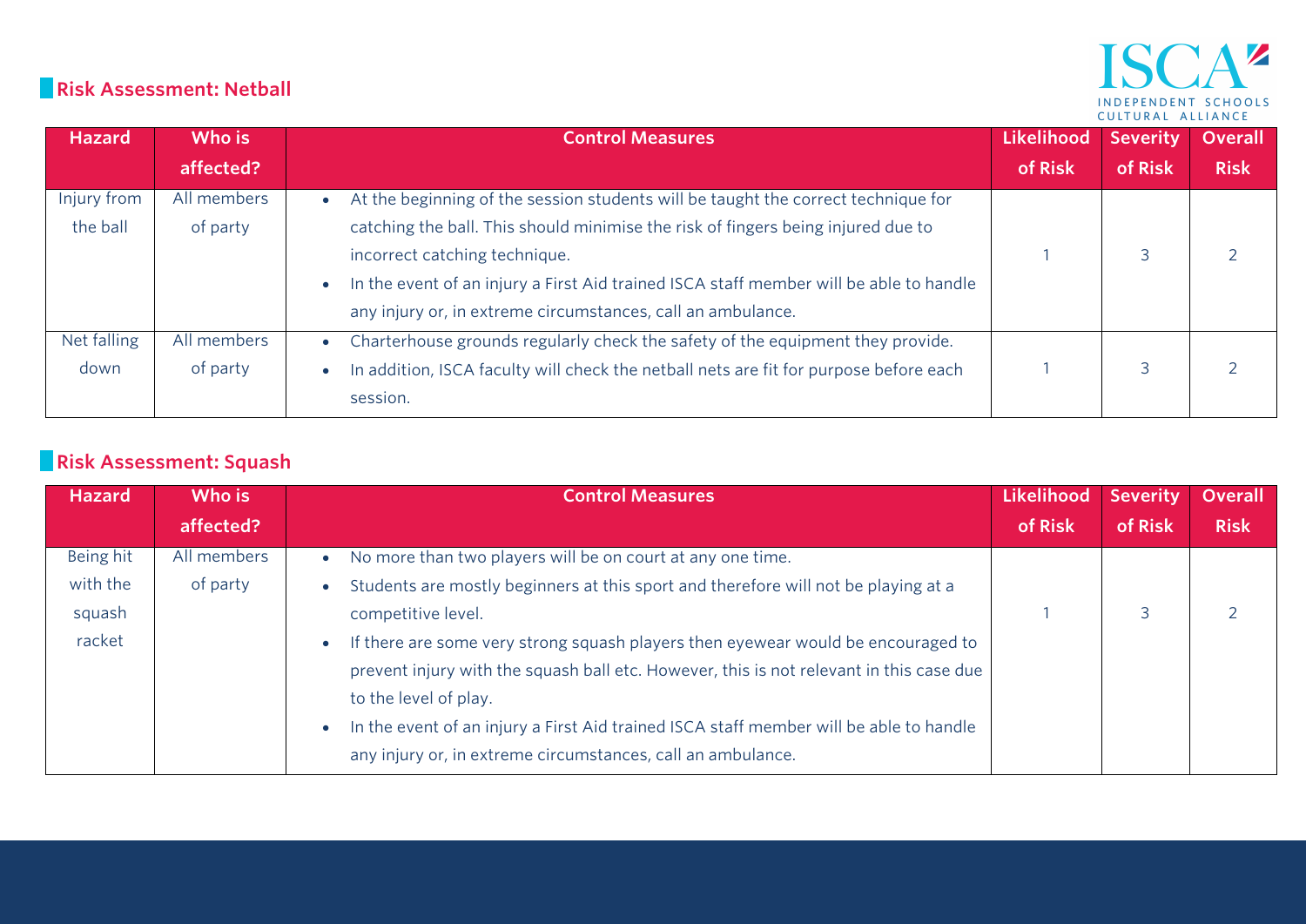## Risk Assessment: Netball

| Hazard | Who is affected? | Control Measures | Likelihood of Risk | Severity of Risk | Overall Risk |
|---|---|---|---|---|---|
| Injury from the ball | All members of party | • At the beginning of the session students will be taught the correct technique for catching the ball. This should minimise the risk of fingers being injured due to incorrect catching technique.<br>• In the event of an injury a First Aid trained ISCA staff member will be able to handle any injury or, in extreme circumstances, call an ambulance. | 1 | 3 | 2 |
| Net falling down | All members of party | • Charterhouse grounds regularly check the safety of the equipment they provide.<br>• In addition, ISCA faculty will check the netball nets are fit for purpose before each session. | 1 | 3 | 2 |

## Risk Assessment: Squash

| Hazard | Who is affected? | Control Measures | Likelihood of Risk | Severity of Risk | Overall Risk |
|---|---|---|---|---|---|
| Being hit with the squash racket | All members of party | • No more than two players will be on court at any one time.<br>• Students are mostly beginners at this sport and therefore will not be playing at a competitive level.<br>• If there are some very strong squash players then eyewear would be encouraged to prevent injury with the squash ball etc. However, this is not relevant in this case due to the level of play.<br>• In the event of an injury a First Aid trained ISCA staff member will be able to handle any injury or, in extreme circumstances, call an ambulance. | 1 | 3 | 2 |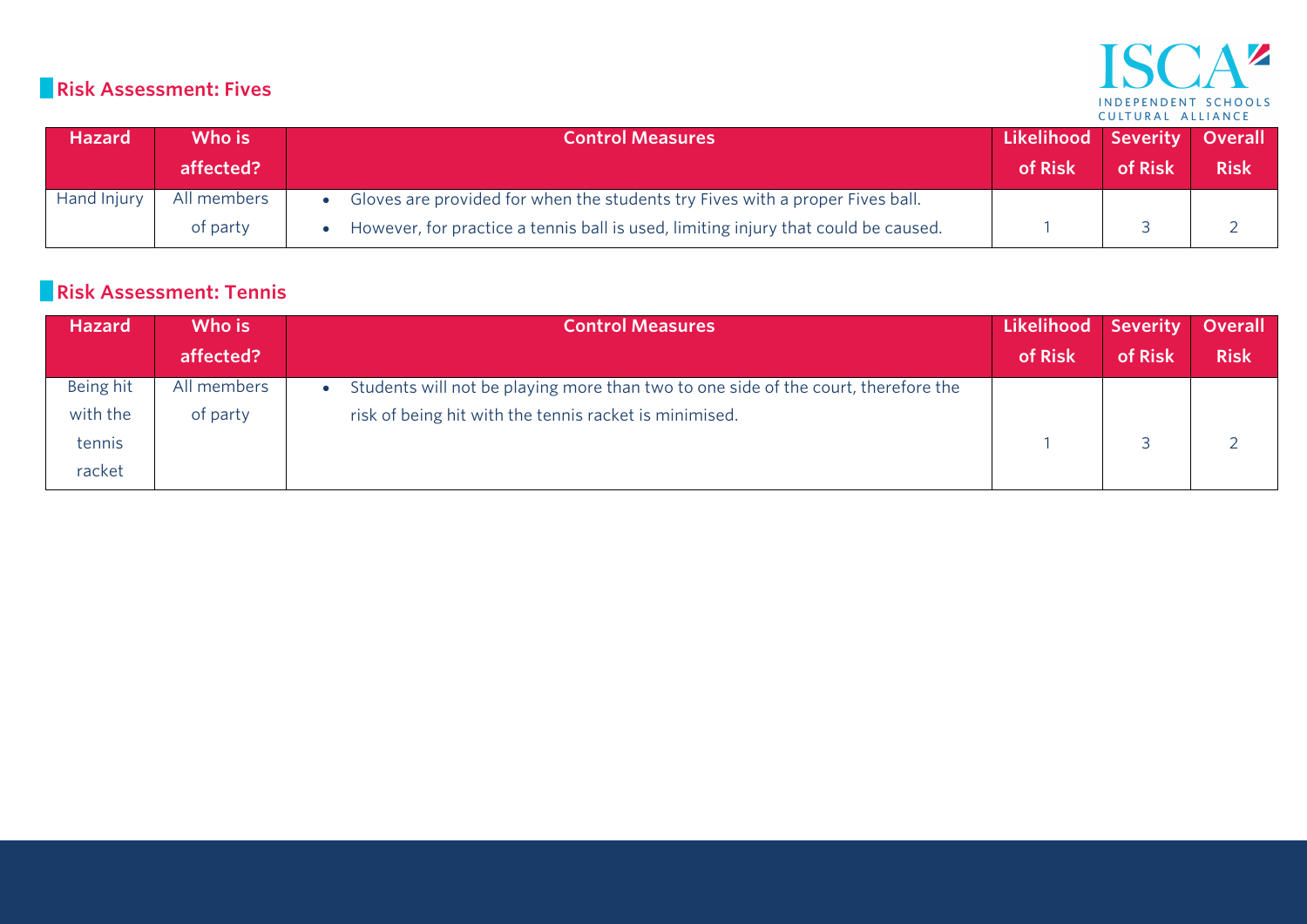## Risk Assessment: Fives

| Hazard | Who is affected? | Control Measures | Likelihood of Risk | Severity of Risk | Overall Risk |
|---|---|---|---|---|---|
| Hand Injury | All members of party | • Gloves are provided for when the students try Fives with a proper Fives ball. <br> • However, for practice a tennis ball is used, limiting injury that could be caused. | 1 | 3 | 2 |

## Risk Assessment: Tennis

| Hazard | Who is affected? | Control Measures | Likelihood of Risk | Severity of Risk | Overall Risk |
|---|---|---|---|---|---|
| Being hit with the tennis racket | All members of party | • Students will not be playing more than two to one side of the court, therefore the risk of being hit with the tennis racket is minimised. | 1 | 3 | 2 |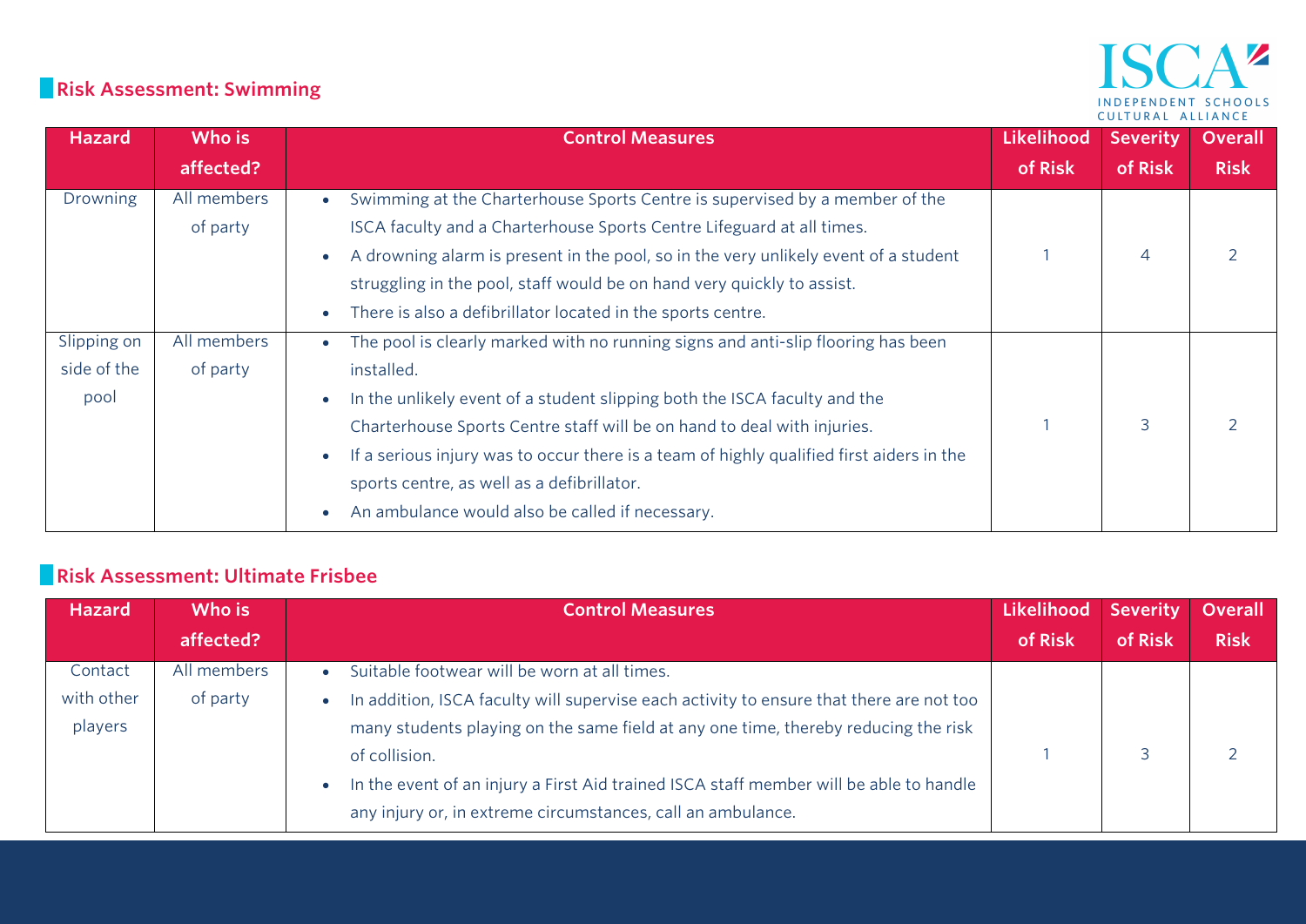## Risk Assessment: Swimming

| Hazard | Who is affected? | Control Measures | Likelihood of Risk | Severity of Risk | Overall Risk |
|---|---|---|---|---|---|
| Drowning | All members of party | • Swimming at the Charterhouse Sports Centre is supervised by a member of the ISCA faculty and a Charterhouse Sports Centre Lifeguard at all times.<br>• A drowning alarm is present in the pool, so in the very unlikely event of a student struggling in the pool, staff would be on hand very quickly to assist.<br>• There is also a defibrillator located in the sports centre. | 1 | 4 | 2 |
| Slipping on side of the pool | All members of party | • The pool is clearly marked with no running signs and anti-slip flooring has been installed.<br>• In the unlikely event of a student slipping both the ISCA faculty and the Charterhouse Sports Centre staff will be on hand to deal with injuries.<br>• If a serious injury was to occur there is a team of highly qualified first aiders in the sports centre, as well as a defibrillator.<br>• An ambulance would also be called if necessary. | 1 | 3 | 2 |

## Risk Assessment: Ultimate Frisbee

| Hazard | Who is affected? | Control Measures | Likelihood of Risk | Severity of Risk | Overall Risk |
|---|---|---|---|---|---|
| Contact with other players | All members of party | • Suitable footwear will be worn at all times.<br>• In addition, ISCA faculty will supervise each activity to ensure that there are not too many students playing on the same field at any one time, thereby reducing the risk of collision.<br>• In the event of an injury a First Aid trained ISCA staff member will be able to handle any injury or, in extreme circumstances, call an ambulance. | 1 | 3 | 2 |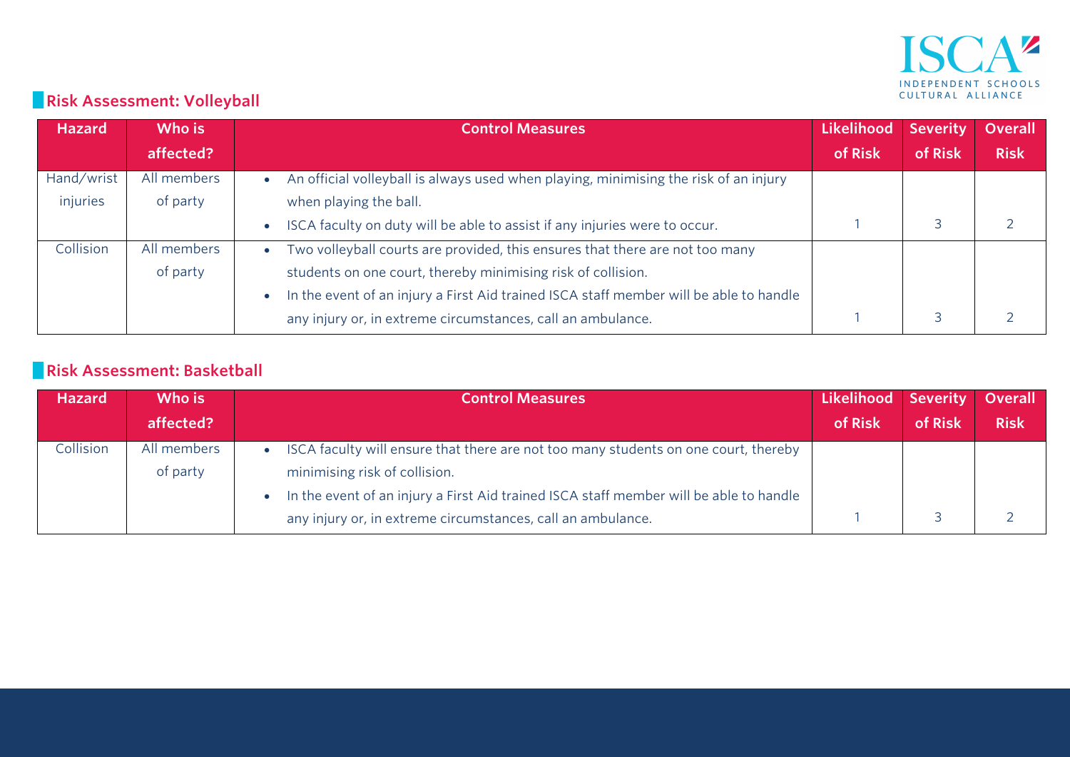## Risk Assessment: Volleyball

| Hazard | Who is affected? | Control Measures | Likelihood of Risk | Severity of Risk | Overall Risk |
|---|---|---|---|---|---|
| Hand/wrist injuries | All members of party | • An official volleyball is always used when playing, minimising the risk of an injury when playing the ball.<br>• ISCA faculty on duty will be able to assist if any injuries were to occur. | 1 | 3 | 2 |
| Collision | All members of party | • Two volleyball courts are provided, this ensures that there are not too many students on one court, thereby minimising risk of collision.<br>• In the event of an injury a First Aid trained ISCA staff member will be able to handle any injury or, in extreme circumstances, call an ambulance. | 1 | 3 | 2 |

## Risk Assessment: Basketball

| Hazard | Who is affected? | Control Measures | Likelihood of Risk | Severity of Risk | Overall Risk |
|---|---|---|---|---|---|
| Collision | All members of party | • ISCA faculty will ensure that there are not too many students on one court, thereby minimising risk of collision.<br>• In the event of an injury a First Aid trained ISCA staff member will be able to handle any injury or, in extreme circumstances, call an ambulance. | 1 | 3 | 2 |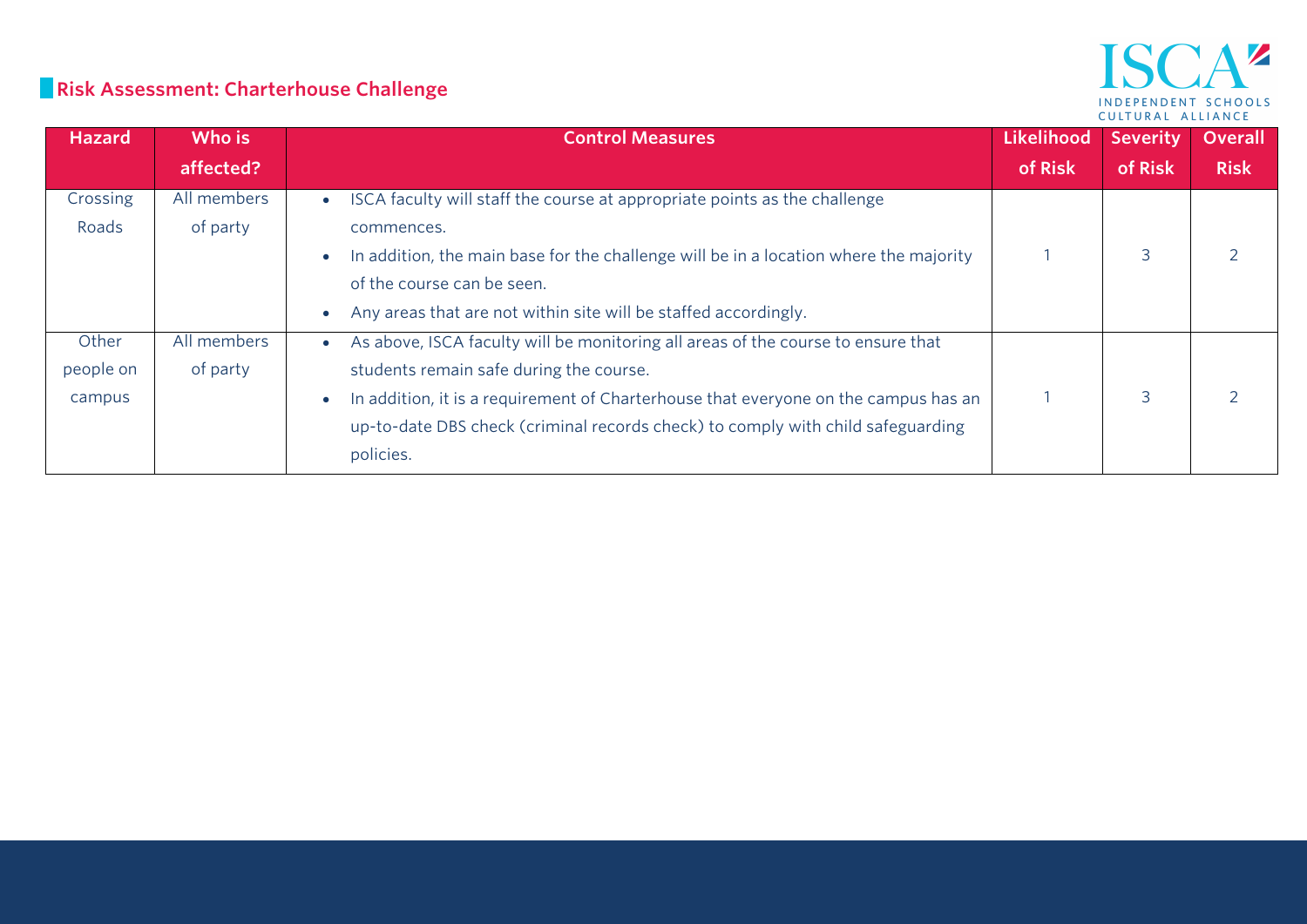## Risk Assessment: Charterhouse Challenge

| Hazard | Who is affected? | Control Measures | Likelihood of Risk | Severity of Risk | Overall Risk |
|---|---|---|---|---|---|
| Crossing Roads | All members of party | • ISCA faculty will staff the course at appropriate points as the challenge commences.<br>• In addition, the main base for the challenge will be in a location where the majority of the course can be seen.<br>• Any areas that are not within site will be staffed accordingly. | 1 | 3 | 2 |
| Other people on campus | All members of party | • As above, ISCA faculty will be monitoring all areas of the course to ensure that students remain safe during the course.<br>• In addition, it is a requirement of Charterhouse that everyone on the campus has an up-to-date DBS check (criminal records check) to comply with child safeguarding policies. | 1 | 3 | 2 |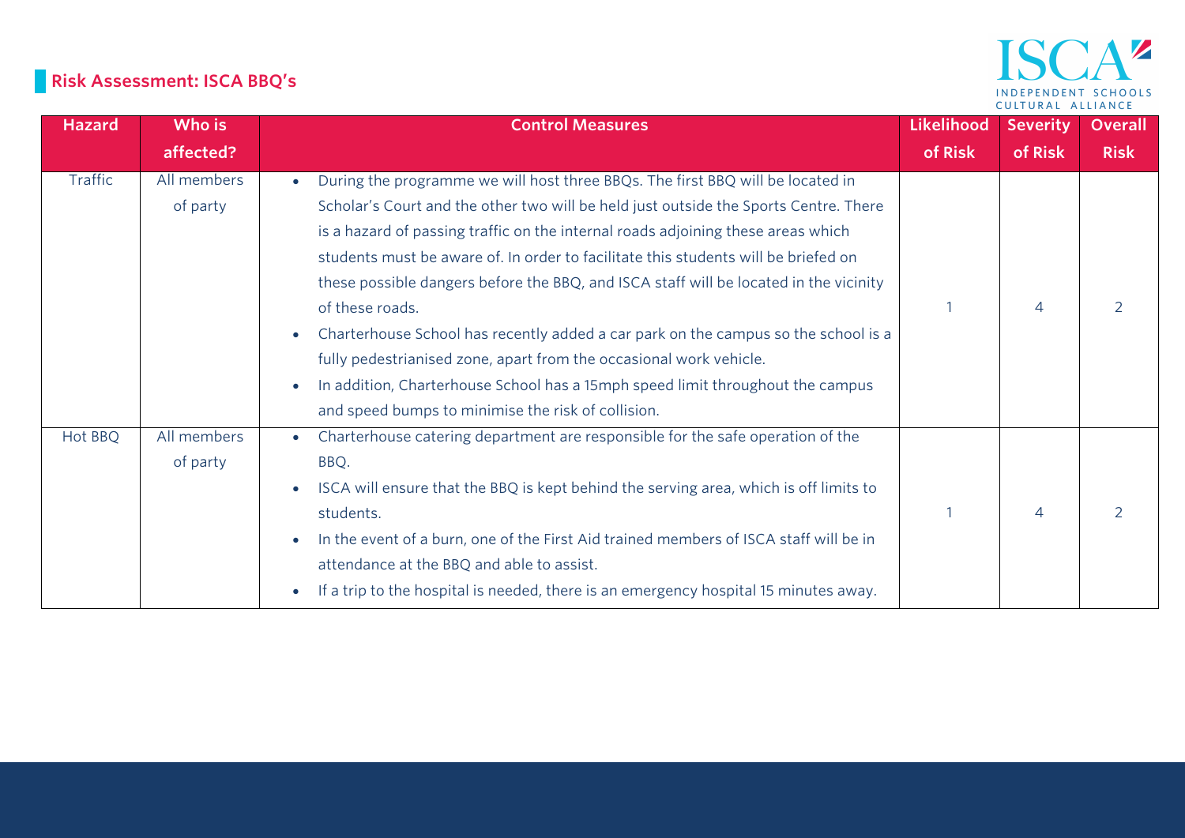## Risk Assessment: ISCA BBQ's

| Hazard | Who is affected? | Control Measures | Likelihood of Risk | Severity of Risk | Overall Risk |
|---|---|---|---|---|---|
| Traffic | All members of party | • During the programme we will host three BBQs. The first BBQ will be located in Scholar's Court and the other two will be held just outside the Sports Centre. There is a hazard of passing traffic on the internal roads adjoining these areas which students must be aware of. In order to facilitate this students will be briefed on these possible dangers before the BBQ, and ISCA staff will be located in the vicinity of these roads.<br>• Charterhouse School has recently added a car park on the campus so the school is a fully pedestrianised zone, apart from the occasional work vehicle.<br>• In addition, Charterhouse School has a 15mph speed limit throughout the campus and speed bumps to minimise the risk of collision. | 1 | 4 | 2 |
| Hot BBQ | All members of party | • Charterhouse catering department are responsible for the safe operation of the BBQ.<br>• ISCA will ensure that the BBQ is kept behind the serving area, which is off limits to students.<br>• In the event of a burn, one of the First Aid trained members of ISCA staff will be in attendance at the BBQ and able to assist.<br>• If a trip to the hospital is needed, there is an emergency hospital 15 minutes away. | 1 | 4 | 2 |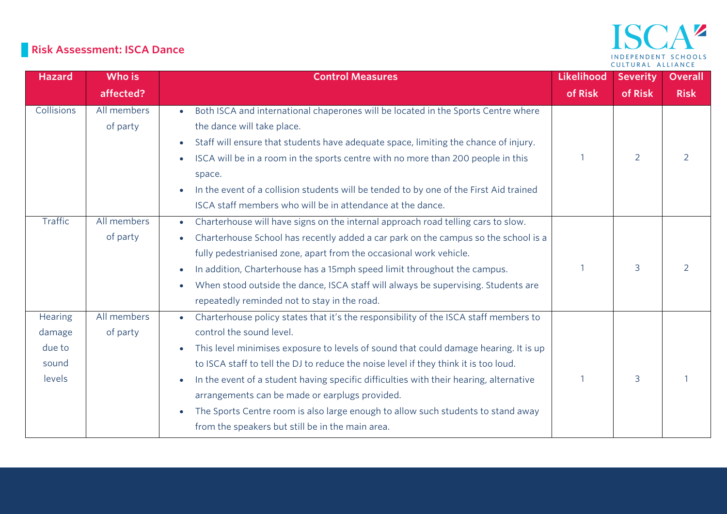## Risk Assessment: ISCA Dance

| Hazard | Who is affected? | Control Measures | Likelihood of Risk | Severity of Risk | Overall Risk |
|---|---|---|---|---|---|
| Collisions | All members of party | • Both ISCA and international chaperones will be located in the Sports Centre where the dance will take place.<br>• Staff will ensure that students have adequate space, limiting the chance of injury.<br>• ISCA will be in a room in the sports centre with no more than 200 people in this space.<br>• In the event of a collision students will be tended to by one of the First Aid trained ISCA staff members who will be in attendance at the dance. | 1 | 2 | 2 |
| Traffic | All members of party | • Charterhouse will have signs on the internal approach road telling cars to slow.<br>• Charterhouse School has recently added a car park on the campus so the school is a fully pedestrianised zone, apart from the occasional work vehicle.<br>• In addition, Charterhouse has a 15mph speed limit throughout the campus.<br>• When stood outside the dance, ISCA staff will always be supervising. Students are repeatedly reminded not to stay in the road. | 1 | 3 | 2 |
| Hearing damage due to sound levels | All members of party | • Charterhouse policy states that it's the responsibility of the ISCA staff members to control the sound level.<br>• This level minimises exposure to levels of sound that could damage hearing. It is up to ISCA staff to tell the DJ to reduce the noise level if they think it is too loud.<br>• In the event of a student having specific difficulties with their hearing, alternative arrangements can be made or earplugs provided.<br>• The Sports Centre room is also large enough to allow such students to stand away from the speakers but still be in the main area. | 1 | 3 | 1 |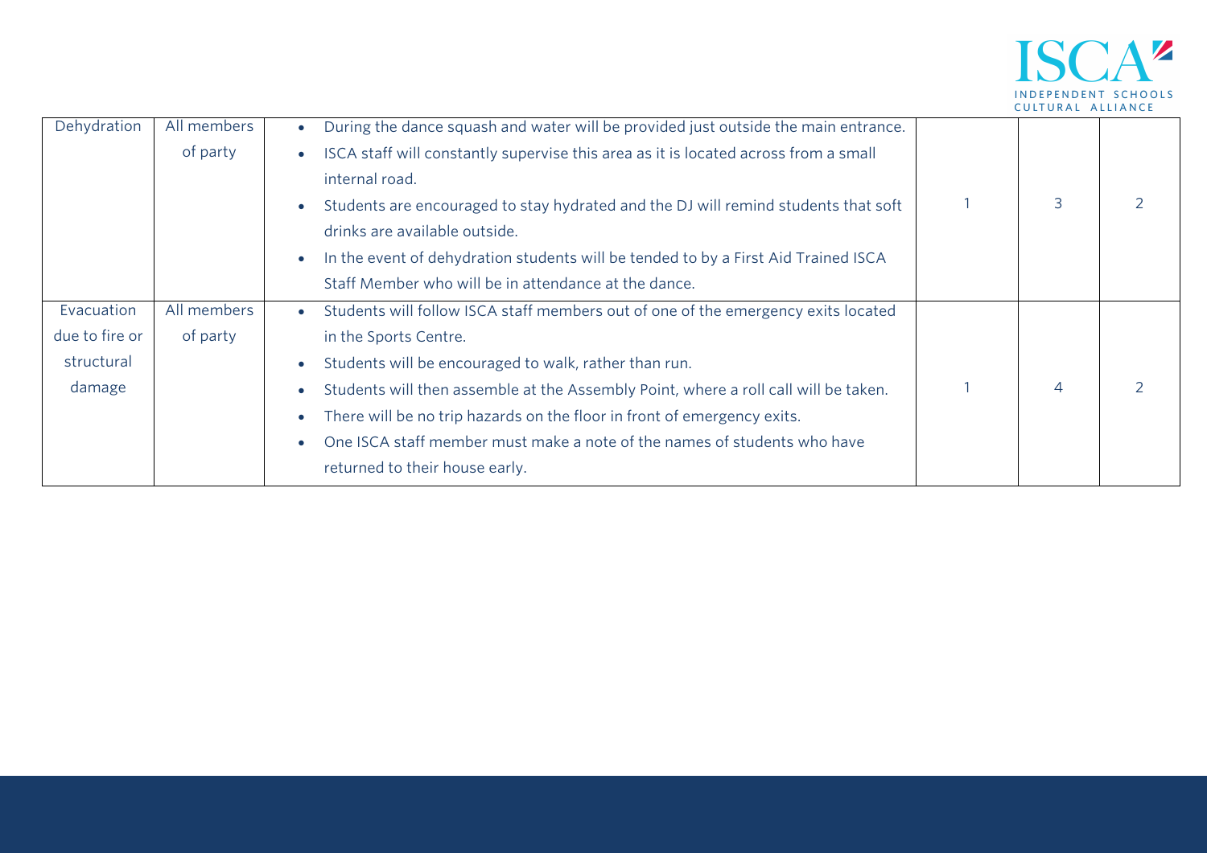| Dehydration | All members of party | • During the dance squash and water will be provided just outside the main entrance.<br>• ISCA staff will constantly supervise this area as it is located across from a small internal road.<br>• Students are encouraged to stay hydrated and the DJ will remind students that soft drinks are available outside.<br>• In the event of dehydration students will be tended to by a First Aid Trained ISCA Staff Member who will be in attendance at the dance. | 1 | 3 | 2 |
|---|---|---|---|---|---|
| Evacuation due to fire or structural damage | All members of party | • Students will follow ISCA staff members out of one of the emergency exits located in the Sports Centre.<br>• Students will be encouraged to walk, rather than run.<br>• Students will then assemble at the Assembly Point, where a roll call will be taken.<br>• There will be no trip hazards on the floor in front of emergency exits.<br>• One ISCA staff member must make a note of the names of students who have returned to their house early. | 1 | 4 | 2 |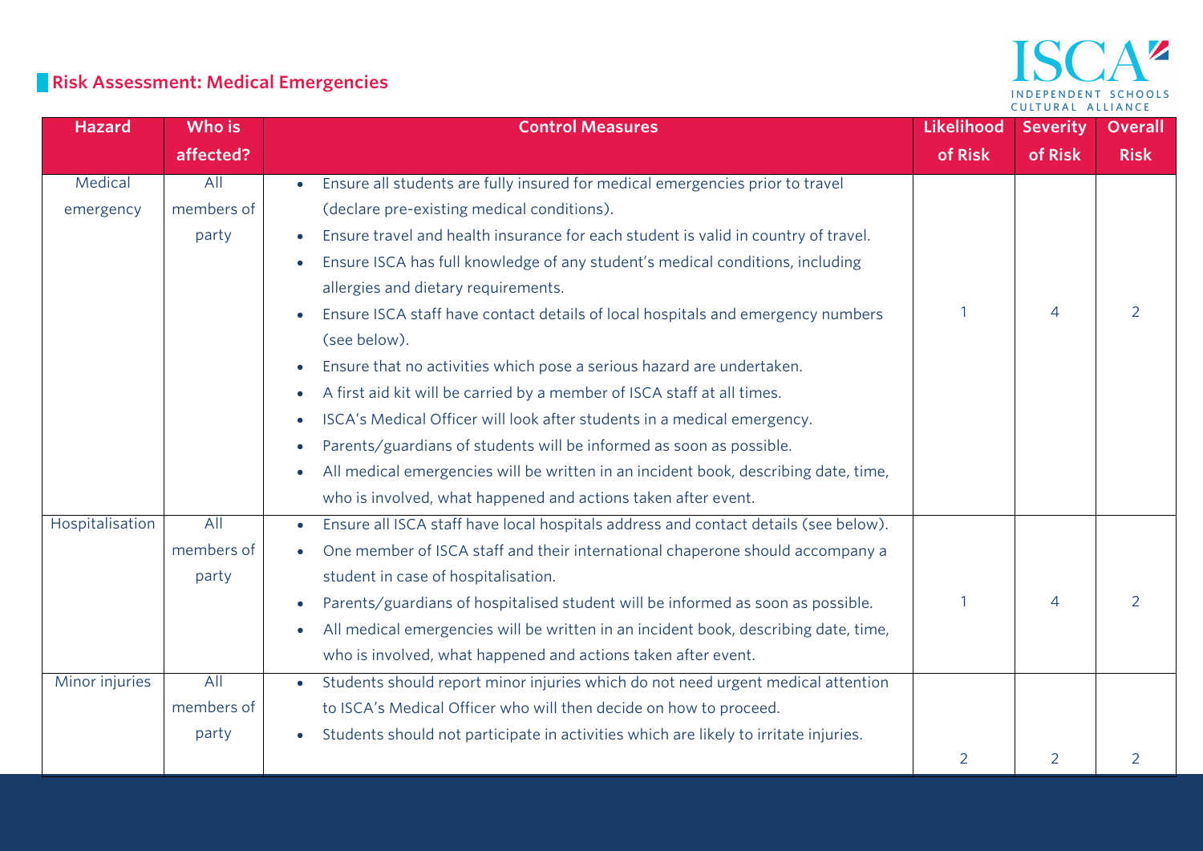## Risk Assessment: Medical Emergencies

| Hazard | Who is affected? | Control Measures | Likelihood of Risk | Severity of Risk | Overall Risk |
|---|---|---|---|---|---|
| Medical emergency | All members of party | • Ensure all students are fully insured for medical emergencies prior to travel (declare pre-existing medical conditions).<br>• Ensure travel and health insurance for each student is valid in country of travel.<br>• Ensure ISCA has full knowledge of any student's medical conditions, including allergies and dietary requirements.<br>• Ensure ISCA staff have contact details of local hospitals and emergency numbers (see below).<br>• Ensure that no activities which pose a serious hazard are undertaken.<br>• A first aid kit will be carried by a member of ISCA staff at all times.<br>• ISCA's Medical Officer will look after students in a medical emergency.<br>• Parents/guardians of students will be informed as soon as possible.<br>• All medical emergencies will be written in an incident book, describing date, time, who is involved, what happened and actions taken after event. | 1 | 4 | 2 |
| Hospitalisation | All members of party | • Ensure all ISCA staff have local hospitals address and contact details (see below).<br>• One member of ISCA staff and their international chaperone should accompany a student in case of hospitalisation.<br>• Parents/guardians of hospitalised student will be informed as soon as possible.<br>• All medical emergencies will be written in an incident book, describing date, time, who is involved, what happened and actions taken after event. | 1 | 4 | 2 |
| Minor injuries | All members of party | • Students should report minor injuries which do not need urgent medical attention to ISCA's Medical Officer who will then decide on how to proceed.<br>• Students should not participate in activities which are likely to irritate injuries. | 2 | 2 | 2 |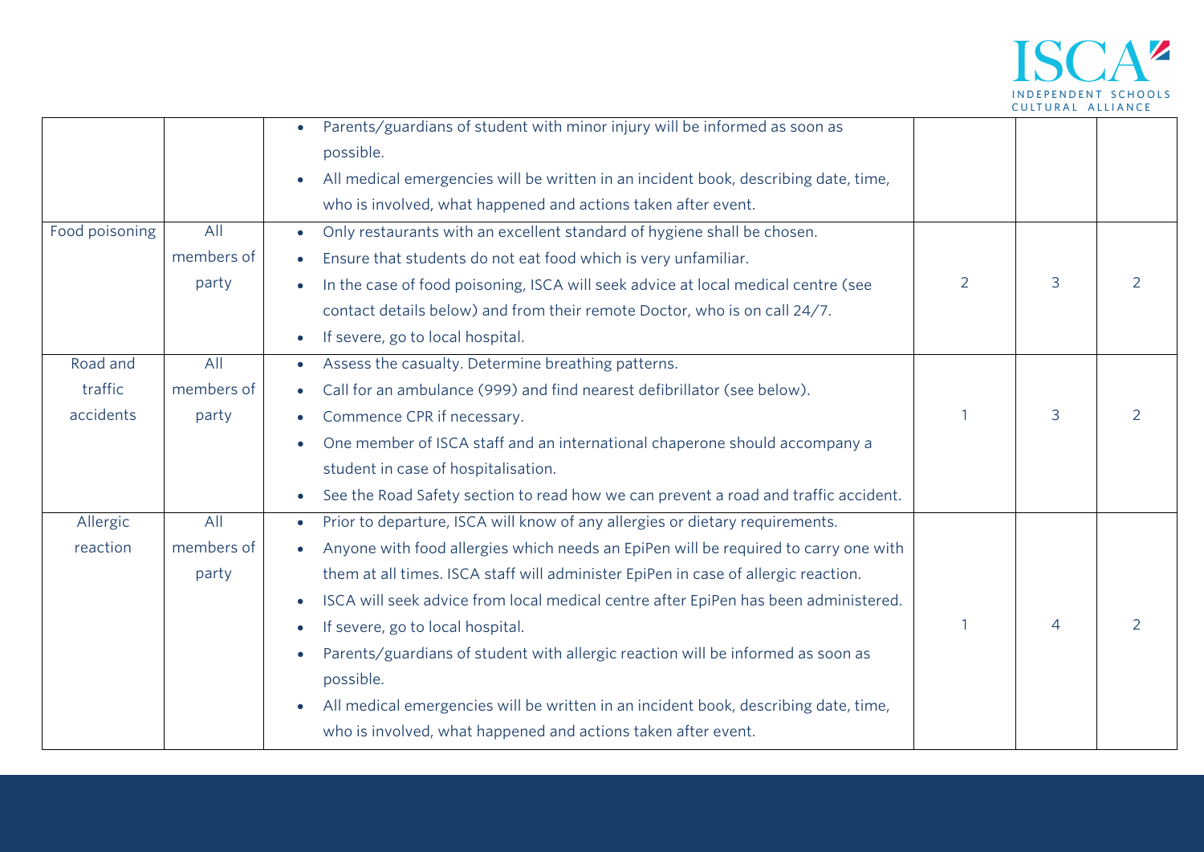| | | | | | |
|---|---|---|---|---|---|
| | | • Parents/guardians of student with minor injury will be informed as soon as possible.<br>• All medical emergencies will be written in an incident book, describing date, time, who is involved, what happened and actions taken after event. | | | |
| Food poisoning | All members of party | • Only restaurants with an excellent standard of hygiene shall be chosen.<br>• Ensure that students do not eat food which is very unfamiliar.<br>• In the case of food poisoning, ISCA will seek advice at local medical centre (see contact details below) and from their remote Doctor, who is on call 24/7.<br>• If severe, go to local hospital. | 2 | 3 | 2 |
| Road and traffic accidents | All members of party | • Assess the casualty. Determine breathing patterns.<br>• Call for an ambulance (999) and find nearest defibrillator (see below).<br>• Commence CPR if necessary.<br>• One member of ISCA staff and an international chaperone should accompany a student in case of hospitalisation.<br>• See the Road Safety section to read how we can prevent a road and traffic accident. | 1 | 3 | 2 |
| Allergic reaction | All members of party | • Prior to departure, ISCA will know of any allergies or dietary requirements.<br>• Anyone with food allergies which needs an EpiPen will be required to carry one with them at all times. ISCA staff will administer EpiPen in case of allergic reaction.<br>• ISCA will seek advice from local medical centre after EpiPen has been administered.<br>• If severe, go to local hospital.<br>• Parents/guardians of student with allergic reaction will be informed as soon as possible.<br>• All medical emergencies will be written in an incident book, describing date, time, who is involved, what happened and actions taken after event. | 1 | 4 | 2 |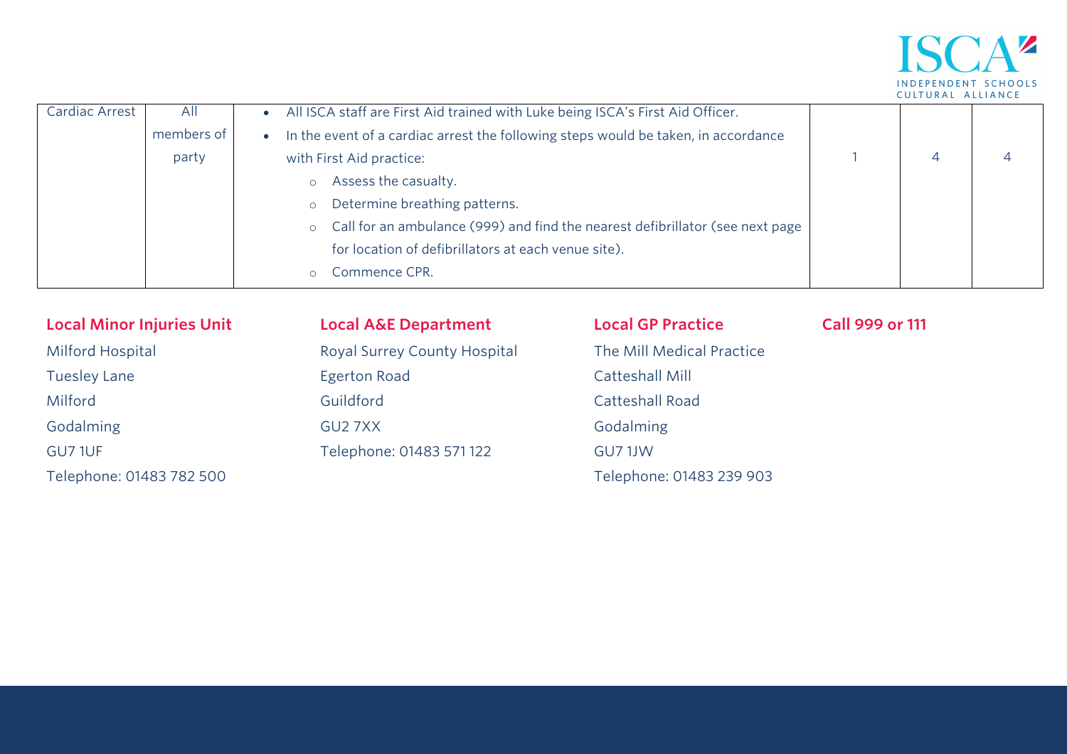| Cardiac Arrest | All members of party | • All ISCA staff are First Aid trained with Luke being ISCA's First Aid Officer.<br>• In the event of a cardiac arrest the following steps would be taken, in accordance with First Aid practice:<br>&nbsp;&nbsp;○ Assess the casualty.<br>&nbsp;&nbsp;○ Determine breathing patterns.<br>&nbsp;&nbsp;○ Call for an ambulance (999) and find the nearest defibrillator (see next page for location of defibrillators at each venue site).<br>&nbsp;&nbsp;○ Commence CPR. | 1 | 4 | 4 |
|---|---|---|---|---|---|

**Local Minor Injuries Unit**

Milford Hospital
Tuesley Lane
Milford
Godalming
GU7 1UF
Telephone: 01483 782 500

**Local A&E Department**

Royal Surrey County Hospital
Egerton Road
Guildford
GU2 7XX
Telephone: 01483 571 122

**Local GP Practice**

The Mill Medical Practice
Catteshall Mill
Catteshall Road
Godalming
GU7 1JW
Telephone: 01483 239 903

**Call 999 or 111**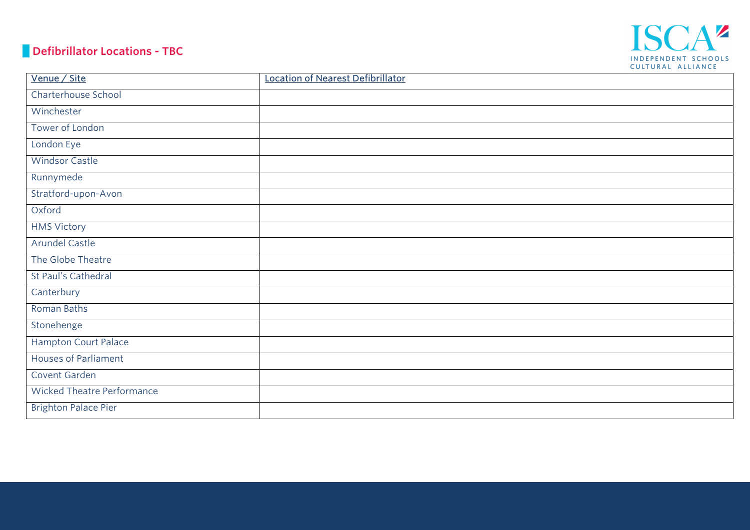## Defibrillator Locations - TBC

| Venue / Site | Location of Nearest Defibrillator |
| --- | --- |
| Charterhouse School | |
| Winchester | |
| Tower of London | |
| London Eye | |
| Windsor Castle | |
| Runnymede | |
| Stratford-upon-Avon | |
| Oxford | |
| HMS Victory | |
| Arundel Castle | |
| The Globe Theatre | |
| St Paul's Cathedral | |
| Canterbury | |
| Roman Baths | |
| Stonehenge | |
| Hampton Court Palace | |
| Houses of Parliament | |
| Covent Garden | |
| Wicked Theatre Performance | |
| Brighton Palace Pier | |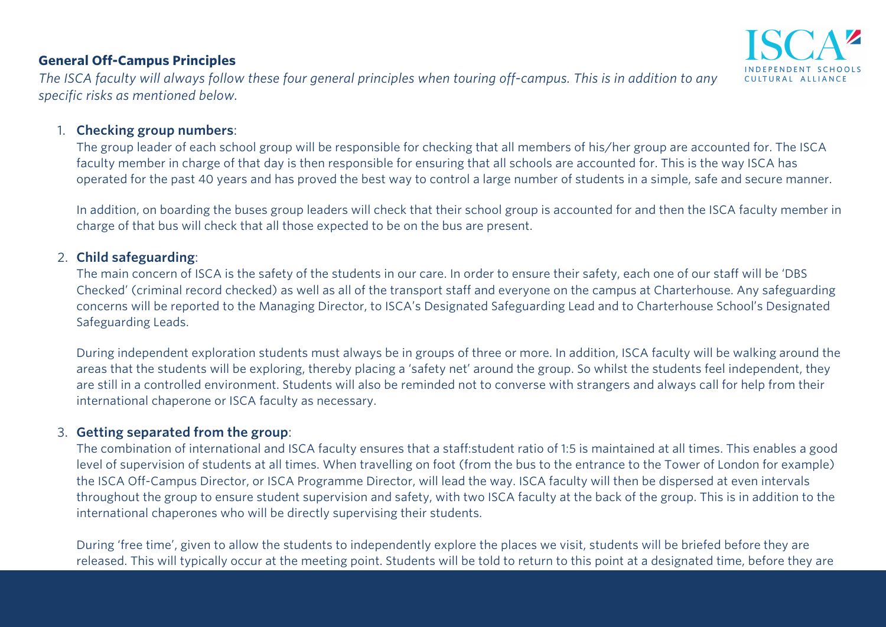### General Off-Campus Principles

*The ISCA faculty will always follow these four general principles when touring off-campus. This is in addition to any specific risks as mentioned below.*

1. **Checking group numbers**:
   The group leader of each school group will be responsible for checking that all members of his/her group are accounted for. The ISCA faculty member in charge of that day is then responsible for ensuring that all schools are accounted for. This is the way ISCA has operated for the past 40 years and has proved the best way to control a large number of students in a simple, safe and secure manner.

   In addition, on boarding the buses group leaders will check that their school group is accounted for and then the ISCA faculty member in charge of that bus will check that all those expected to be on the bus are present.

2. **Child safeguarding**:
   The main concern of ISCA is the safety of the students in our care. In order to ensure their safety, each one of our staff will be 'DBS Checked' (criminal record checked) as well as all of the transport staff and everyone on the campus at Charterhouse. Any safeguarding concerns will be reported to the Managing Director, to ISCA's Designated Safeguarding Lead and to Charterhouse School's Designated Safeguarding Leads.

   During independent exploration students must always be in groups of three or more. In addition, ISCA faculty will be walking around the areas that the students will be exploring, thereby placing a 'safety net' around the group. So whilst the students feel independent, they are still in a controlled environment. Students will also be reminded not to converse with strangers and always call for help from their international chaperone or ISCA faculty as necessary.

3. **Getting separated from the group**:
   The combination of international and ISCA faculty ensures that a staff:student ratio of 1:5 is maintained at all times. This enables a good level of supervision of students at all times. When travelling on foot (from the bus to the entrance to the Tower of London for example) the ISCA Off-Campus Director, or ISCA Programme Director, will lead the way. ISCA faculty will then be dispersed at even intervals throughout the group to ensure student supervision and safety, with two ISCA faculty at the back of the group. This is in addition to the international chaperones who will be directly supervising their students.

   During 'free time', given to allow the students to independently explore the places we visit, students will be briefed before they are released. This will typically occur at the meeting point. Students will be told to return to this point at a designated time, before they are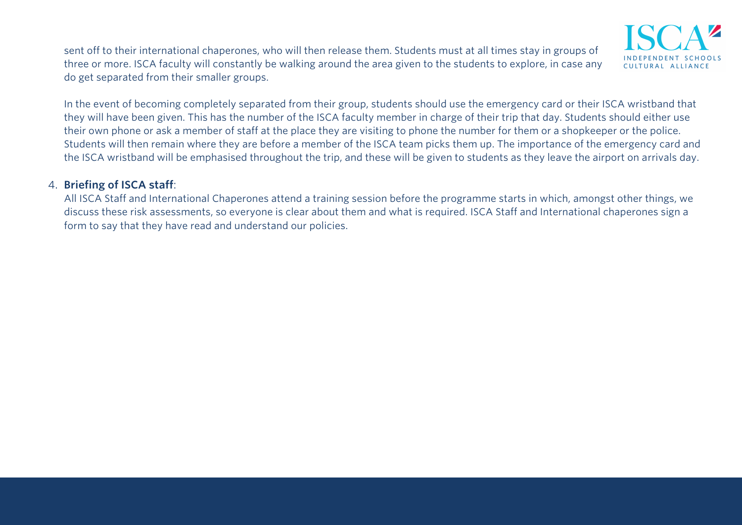sent off to their international chaperones, who will then release them. Students must at all times stay in groups of three or more. ISCA faculty will constantly be walking around the area given to the students to explore, in case any do get separated from their smaller groups.

In the event of becoming completely separated from their group, students should use the emergency card or their ISCA wristband that they will have been given. This has the number of the ISCA faculty member in charge of their trip that day. Students should either use their own phone or ask a member of staff at the place they are visiting to phone the number for them or a shopkeeper or the police. Students will then remain where they are before a member of the ISCA team picks them up. The importance of the emergency card and the ISCA wristband will be emphasised throughout the trip, and these will be given to students as they leave the airport on arrivals day.

4. **Briefing of ISCA staff**:
   All ISCA Staff and International Chaperones attend a training session before the programme starts in which, amongst other things, we discuss these risk assessments, so everyone is clear about them and what is required. ISCA Staff and International chaperones sign a form to say that they have read and understand our policies.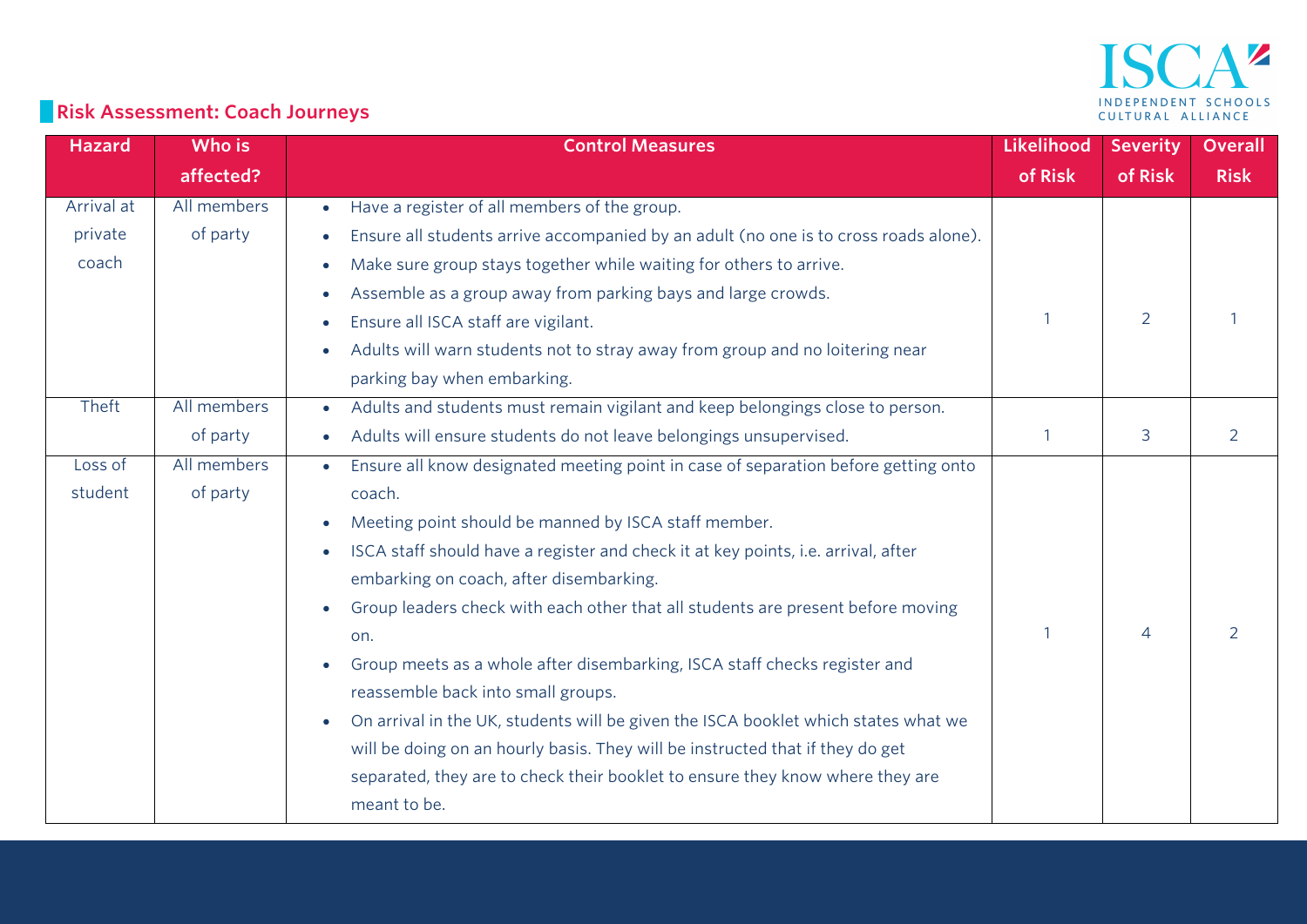## Risk Assessment: Coach Journeys

| Hazard | Who is affected? | Control Measures | Likelihood of Risk | Severity of Risk | Overall Risk |
|---|---|---|---|---|---|
| Arrival at private coach | All members of party | • Have a register of all members of the group.<br>• Ensure all students arrive accompanied by an adult (no one is to cross roads alone).<br>• Make sure group stays together while waiting for others to arrive.<br>• Assemble as a group away from parking bays and large crowds.<br>• Ensure all ISCA staff are vigilant.<br>• Adults will warn students not to stray away from group and no loitering near parking bay when embarking. | 1 | 2 | 1 |
| Theft | All members of party | • Adults and students must remain vigilant and keep belongings close to person.<br>• Adults will ensure students do not leave belongings unsupervised. | 1 | 3 | 2 |
| Loss of student | All members of party | • Ensure all know designated meeting point in case of separation before getting onto coach.<br>• Meeting point should be manned by ISCA staff member.<br>• ISCA staff should have a register and check it at key points, i.e. arrival, after embarking on coach, after disembarking.<br>• Group leaders check with each other that all students are present before moving on.<br>• Group meets as a whole after disembarking, ISCA staff checks register and reassemble back into small groups.<br>• On arrival in the UK, students will be given the ISCA booklet which states what we will be doing on an hourly basis. They will be instructed that if they do get separated, they are to check their booklet to ensure they know where they are meant to be. | 1 | 4 | 2 |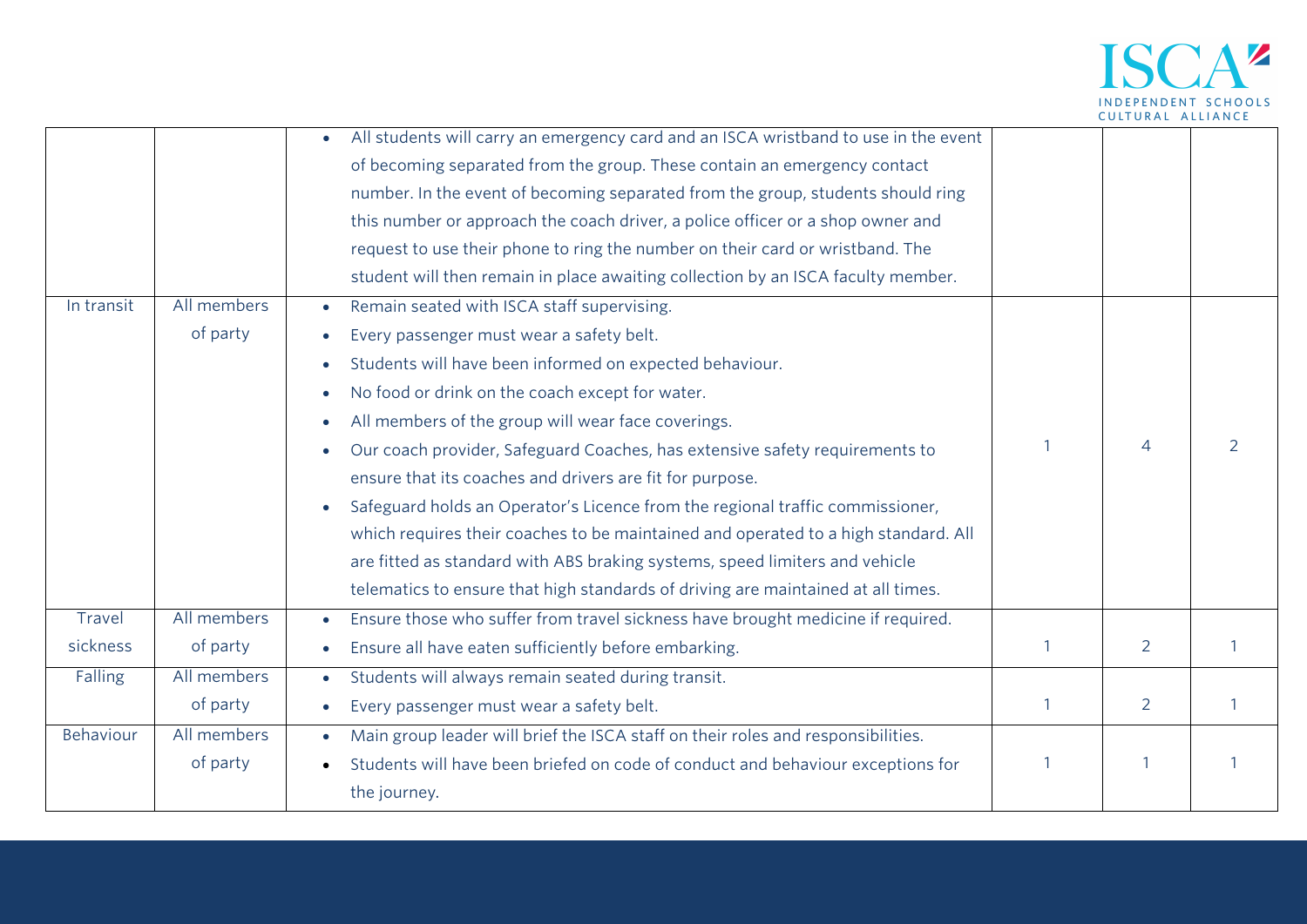| | | | | | |
|---|---|---|---|---|---|
| | | • All students will carry an emergency card and an ISCA wristband to use in the event of becoming separated from the group. These contain an emergency contact number. In the event of becoming separated from the group, students should ring this number or approach the coach driver, a police officer or a shop owner and request to use their phone to ring the number on their card or wristband. The student will then remain in place awaiting collection by an ISCA faculty member. | | | |
| In transit | All members of party | • Remain seated with ISCA staff supervising.<br>• Every passenger must wear a safety belt.<br>• Students will have been informed on expected behaviour.<br>• No food or drink on the coach except for water.<br>• All members of the group will wear face coverings.<br>• Our coach provider, Safeguard Coaches, has extensive safety requirements to ensure that its coaches and drivers are fit for purpose.<br>• Safeguard holds an Operator's Licence from the regional traffic commissioner, which requires their coaches to be maintained and operated to a high standard. All are fitted as standard with ABS braking systems, speed limiters and vehicle telematics to ensure that high standards of driving are maintained at all times. | 1 | 4 | 2 |
| Travel sickness | All members of party | • Ensure those who suffer from travel sickness have brought medicine if required.<br>• Ensure all have eaten sufficiently before embarking. | 1 | 2 | 1 |
| Falling | All members of party | • Students will always remain seated during transit.<br>• Every passenger must wear a safety belt. | 1 | 2 | 1 |
| Behaviour | All members of party | • Main group leader will brief the ISCA staff on their roles and responsibilities.<br>• Students will have been briefed on code of conduct and behaviour exceptions for the journey. | 1 | 1 | 1 |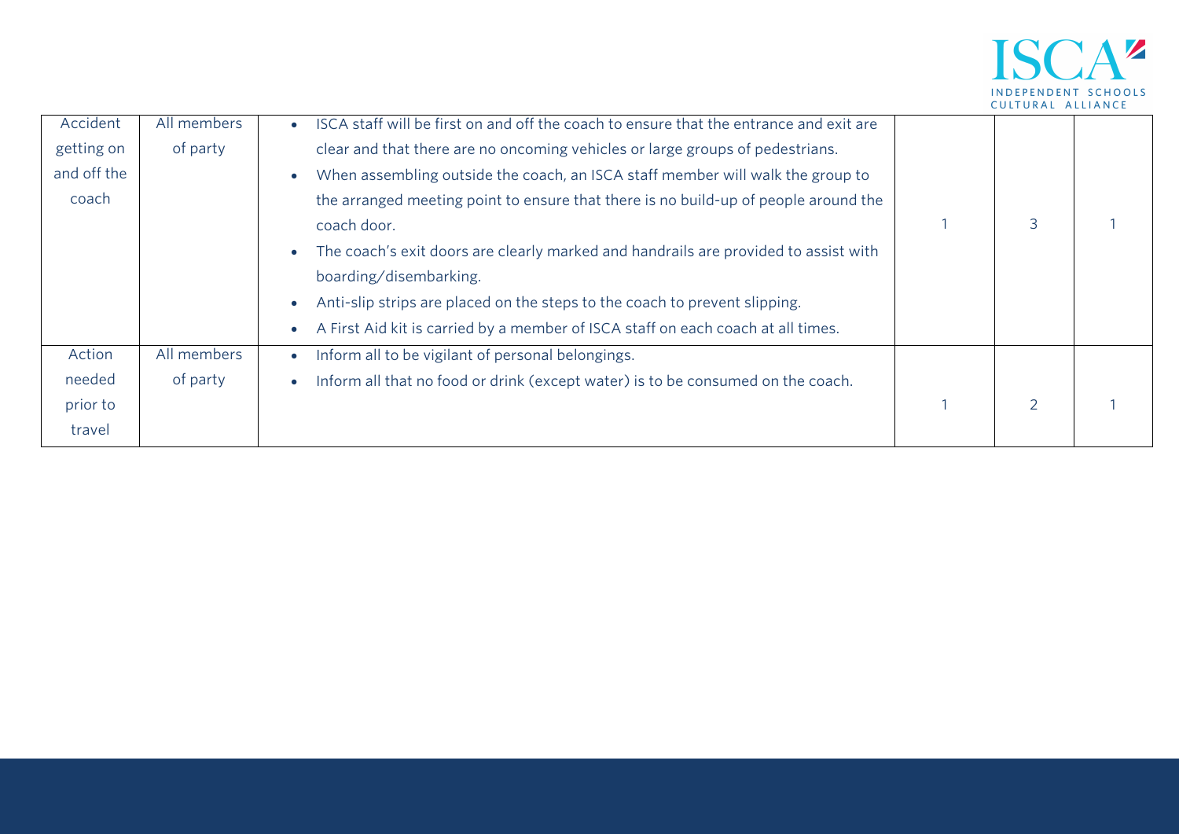| Accident getting on and off the coach | All members of party | • ISCA staff will be first on and off the coach to ensure that the entrance and exit are clear and that there are no oncoming vehicles or large groups of pedestrians.<br>• When assembling outside the coach, an ISCA staff member will walk the group to the arranged meeting point to ensure that there is no build-up of people around the coach door.<br>• The coach's exit doors are clearly marked and handrails are provided to assist with boarding/disembarking.<br>• Anti-slip strips are placed on the steps to the coach to prevent slipping.<br>• A First Aid kit is carried by a member of ISCA staff on each coach at all times. | 1 | 3 | 1 |
|---|---|---|---|---|---|
| Action needed prior to travel | All members of party | • Inform all to be vigilant of personal belongings.<br>• Inform all that no food or drink (except water) is to be consumed on the coach. | 1 | 2 | 1 |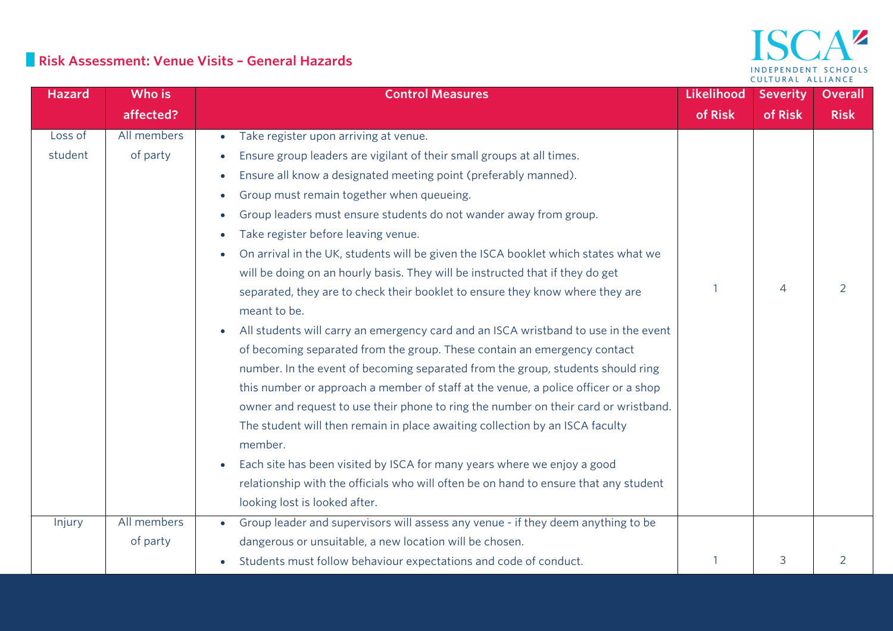## Risk Assessment: Venue Visits – General Hazards

| Hazard | Who is affected? | Control Measures | Likelihood of Risk | Severity of Risk | Overall Risk |
|---|---|---|---|---|---|
| Loss of student | All members of party | • Take register upon arriving at venue.<br>• Ensure group leaders are vigilant of their small groups at all times.<br>• Ensure all know a designated meeting point (preferably manned).<br>• Group must remain together when queueing.<br>• Group leaders must ensure students do not wander away from group.<br>• Take register before leaving venue.<br>• On arrival in the UK, students will be given the ISCA booklet which states what we will be doing on an hourly basis. They will be instructed that if they do get separated, they are to check their booklet to ensure they know where they are meant to be.<br>• All students will carry an emergency card and an ISCA wristband to use in the event of becoming separated from the group. These contain an emergency contact number. In the event of becoming separated from the group, students should ring this number or approach a member of staff at the venue, a police officer or a shop owner and request to use their phone to ring the number on their card or wristband. The student will then remain in place awaiting collection by an ISCA faculty member.<br>• Each site has been visited by ISCA for many years where we enjoy a good relationship with the officials who will often be on hand to ensure that any student looking lost is looked after. | 1 | 4 | 2 |
| Injury | All members of party | • Group leader and supervisors will assess any venue - if they deem anything to be dangerous or unsuitable, a new location will be chosen.<br>• Students must follow behaviour expectations and code of conduct. | 1 | 3 | 2 |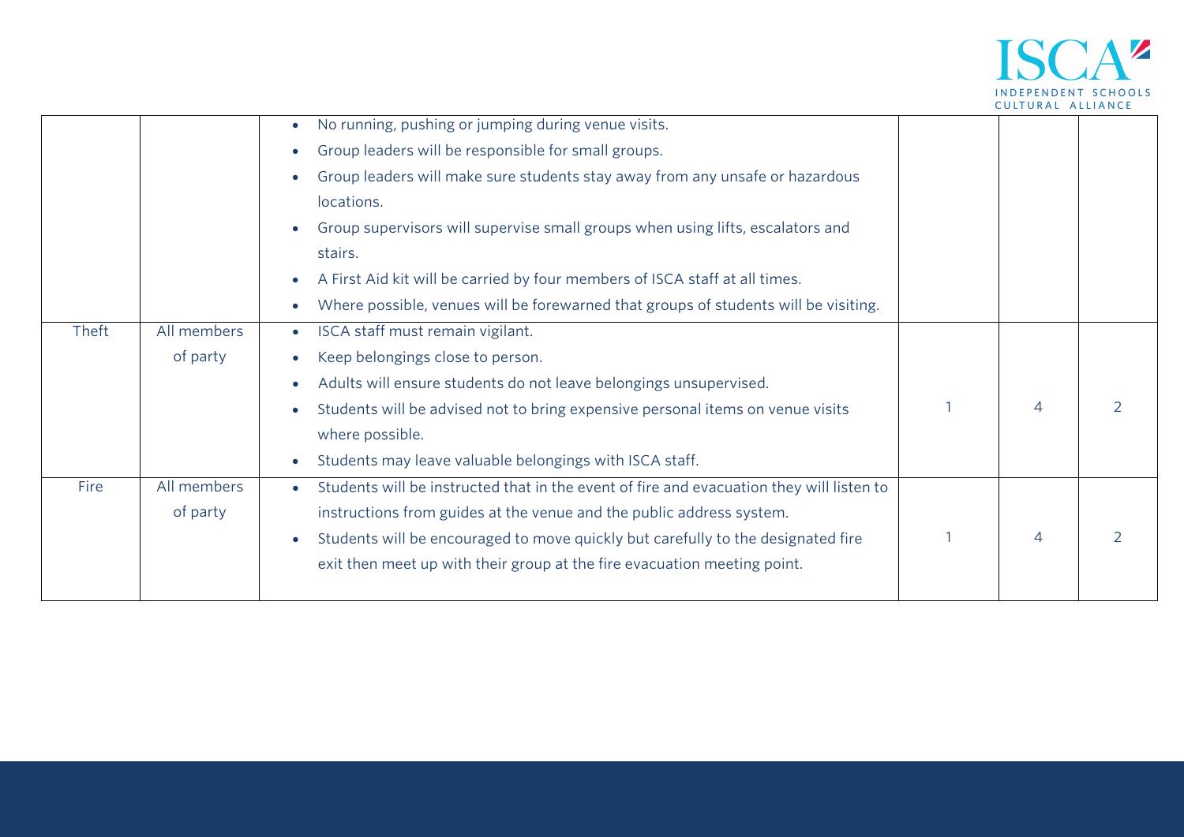| | | | | | |
|---|---|---|---|---|---|
| | | • No running, pushing or jumping during venue visits.<br>• Group leaders will be responsible for small groups.<br>• Group leaders will make sure students stay away from any unsafe or hazardous locations.<br>• Group supervisors will supervise small groups when using lifts, escalators and stairs.<br>• A First Aid kit will be carried by four members of ISCA staff at all times.<br>• Where possible, venues will be forewarned that groups of students will be visiting. | | | |
| Theft | All members of party | • ISCA staff must remain vigilant.<br>• Keep belongings close to person.<br>• Adults will ensure students do not leave belongings unsupervised.<br>• Students will be advised not to bring expensive personal items on venue visits where possible.<br>• Students may leave valuable belongings with ISCA staff. | 1 | 4 | 2 |
| Fire | All members of party | • Students will be instructed that in the event of fire and evacuation they will listen to instructions from guides at the venue and the public address system.<br>• Students will be encouraged to move quickly but carefully to the designated fire exit then meet up with their group at the fire evacuation meeting point. | 1 | 4 | 2 |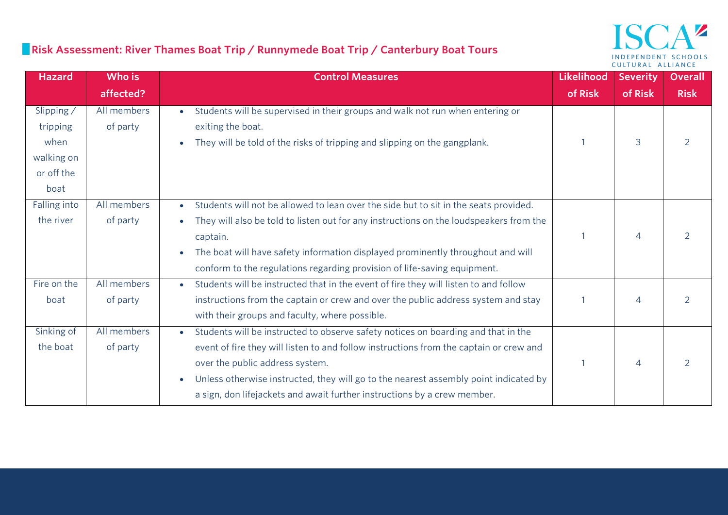## Risk Assessment: River Thames Boat Trip / Runnymede Boat Trip / Canterbury Boat Tours

| Hazard | Who is affected? | Control Measures | Likelihood of Risk | Severity of Risk | Overall Risk |
|---|---|---|---|---|---|
| Slipping / tripping when walking on or off the boat | All members of party | • Students will be supervised in their groups and walk not run when entering or exiting the boat.<br>• They will be told of the risks of tripping and slipping on the gangplank. | 1 | 3 | 2 |
| Falling into the river | All members of party | • Students will not be allowed to lean over the side but to sit in the seats provided.<br>• They will also be told to listen out for any instructions on the loudspeakers from the captain.<br>• The boat will have safety information displayed prominently throughout and will conform to the regulations regarding provision of life-saving equipment. | 1 | 4 | 2 |
| Fire on the boat | All members of party | • Students will be instructed that in the event of fire they will listen to and follow instructions from the captain or crew and over the public address system and stay with their groups and faculty, where possible. | 1 | 4 | 2 |
| Sinking of the boat | All members of party | • Students will be instructed to observe safety notices on boarding and that in the event of fire they will listen to and follow instructions from the captain or crew and over the public address system.<br>• Unless otherwise instructed, they will go to the nearest assembly point indicated by a sign, don lifejackets and await further instructions by a crew member. | 1 | 4 | 2 |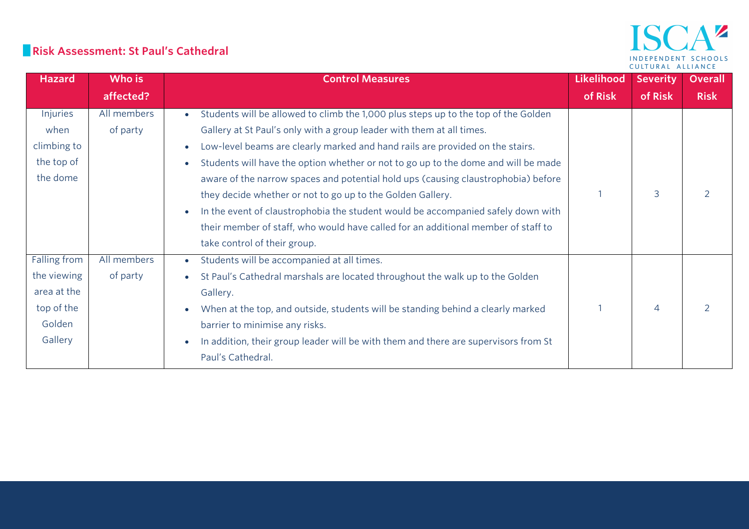## Risk Assessment: St Paul's Cathedral

| Hazard | Who is affected? | Control Measures | Likelihood of Risk | Severity of Risk | Overall Risk |
|---|---|---|---|---|---|
| Injuries when climbing to the top of the dome | All members of party | • Students will be allowed to climb the 1,000 plus steps up to the top of the Golden Gallery at St Paul's only with a group leader with them at all times.<br>• Low-level beams are clearly marked and hand rails are provided on the stairs.<br>• Students will have the option whether or not to go up to the dome and will be made aware of the narrow spaces and potential hold ups (causing claustrophobia) before they decide whether or not to go up to the Golden Gallery.<br>• In the event of claustrophobia the student would be accompanied safely down with their member of staff, who would have called for an additional member of staff to take control of their group. | 1 | 3 | 2 |
| Falling from the viewing area at the top of the Golden Gallery | All members of party | • Students will be accompanied at all times.<br>• St Paul's Cathedral marshals are located throughout the walk up to the Golden Gallery.<br>• When at the top, and outside, students will be standing behind a clearly marked barrier to minimise any risks.<br>• In addition, their group leader will be with them and there are supervisors from St Paul's Cathedral. | 1 | 4 | 2 |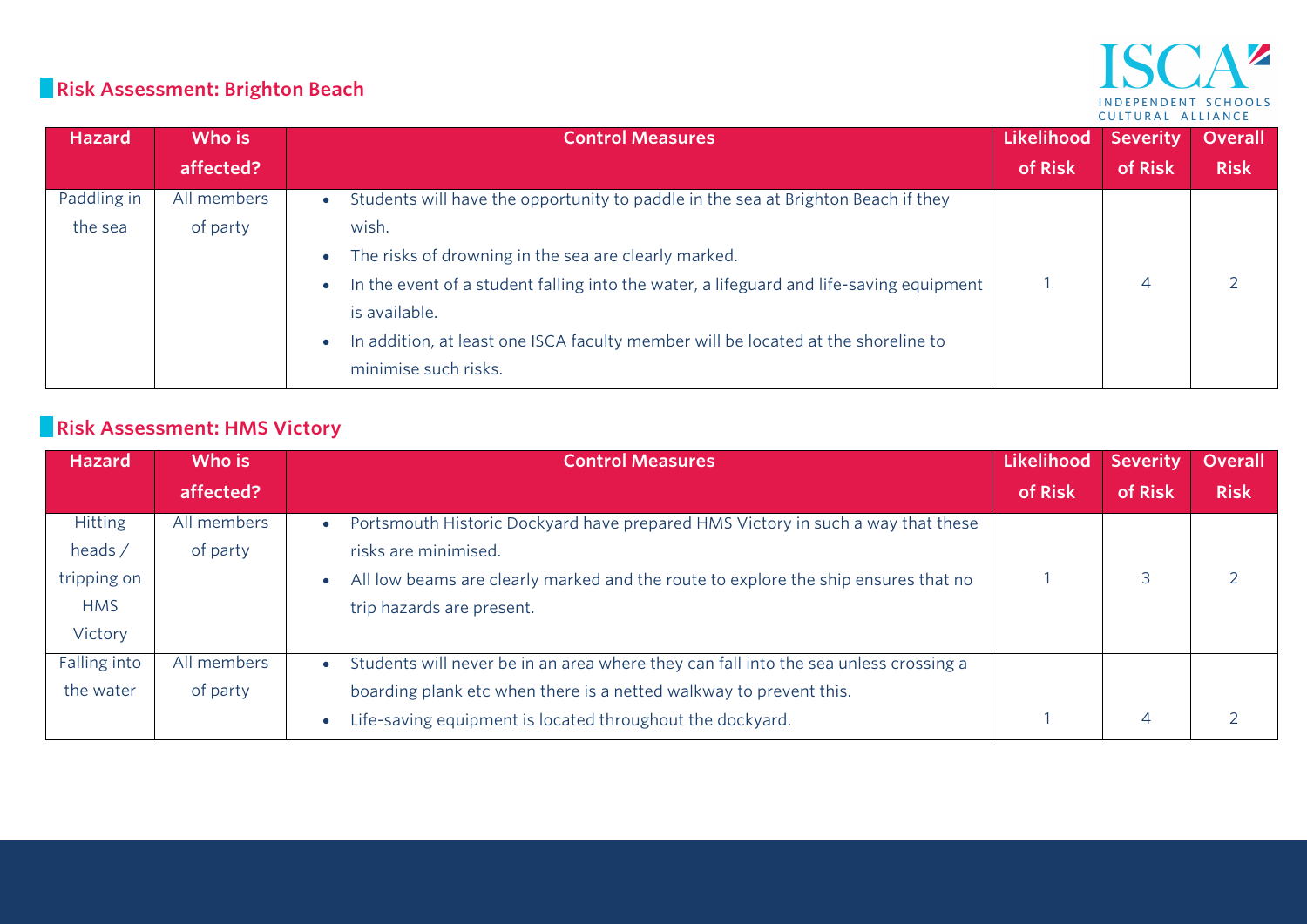## Risk Assessment: Brighton Beach

| Hazard | Who is affected? | Control Measures | Likelihood of Risk | Severity of Risk | Overall Risk |
|---|---|---|---|---|---|
| Paddling in the sea | All members of party | • Students will have the opportunity to paddle in the sea at Brighton Beach if they wish.<br>• The risks of drowning in the sea are clearly marked.<br>• In the event of a student falling into the water, a lifeguard and life-saving equipment is available.<br>• In addition, at least one ISCA faculty member will be located at the shoreline to minimise such risks. | 1 | 4 | 2 |

## Risk Assessment: HMS Victory

| Hazard | Who is affected? | Control Measures | Likelihood of Risk | Severity of Risk | Overall Risk |
|---|---|---|---|---|---|
| Hitting heads / tripping on HMS Victory | All members of party | • Portsmouth Historic Dockyard have prepared HMS Victory in such a way that these risks are minimised.<br>• All low beams are clearly marked and the route to explore the ship ensures that no trip hazards are present. | 1 | 3 | 2 |
| Falling into the water | All members of party | • Students will never be in an area where they can fall into the sea unless crossing a boarding plank etc when there is a netted walkway to prevent this.<br>• Life-saving equipment is located throughout the dockyard. | 1 | 4 | 2 |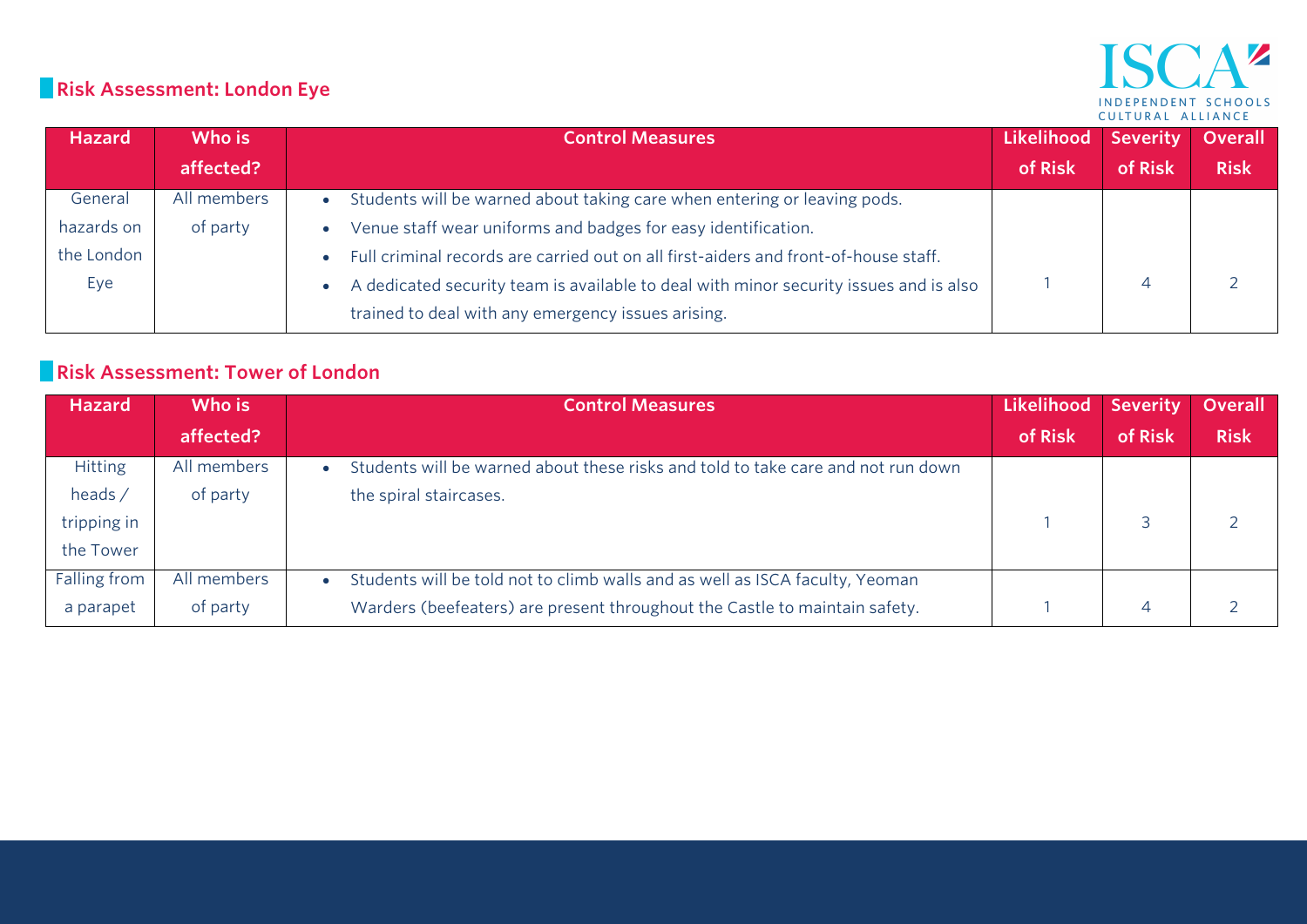## Risk Assessment: London Eye

| Hazard | Who is affected? | Control Measures | Likelihood of Risk | Severity of Risk | Overall Risk |
|---|---|---|---|---|---|
| General hazards on the London Eye | All members of party | • Students will be warned about taking care when entering or leaving pods.<br>• Venue staff wear uniforms and badges for easy identification.<br>• Full criminal records are carried out on all first-aiders and front-of-house staff.<br>• A dedicated security team is available to deal with minor security issues and is also trained to deal with any emergency issues arising. | 1 | 4 | 2 |

## Risk Assessment: Tower of London

| Hazard | Who is affected? | Control Measures | Likelihood of Risk | Severity of Risk | Overall Risk |
|---|---|---|---|---|---|
| Hitting heads / tripping in the Tower | All members of party | • Students will be warned about these risks and told to take care and not run down the spiral staircases. | 1 | 3 | 2 |
| Falling from a parapet | All members of party | • Students will be told not to climb walls and as well as ISCA faculty, Yeoman Warders (beefeaters) are present throughout the Castle to maintain safety. | 1 | 4 | 2 |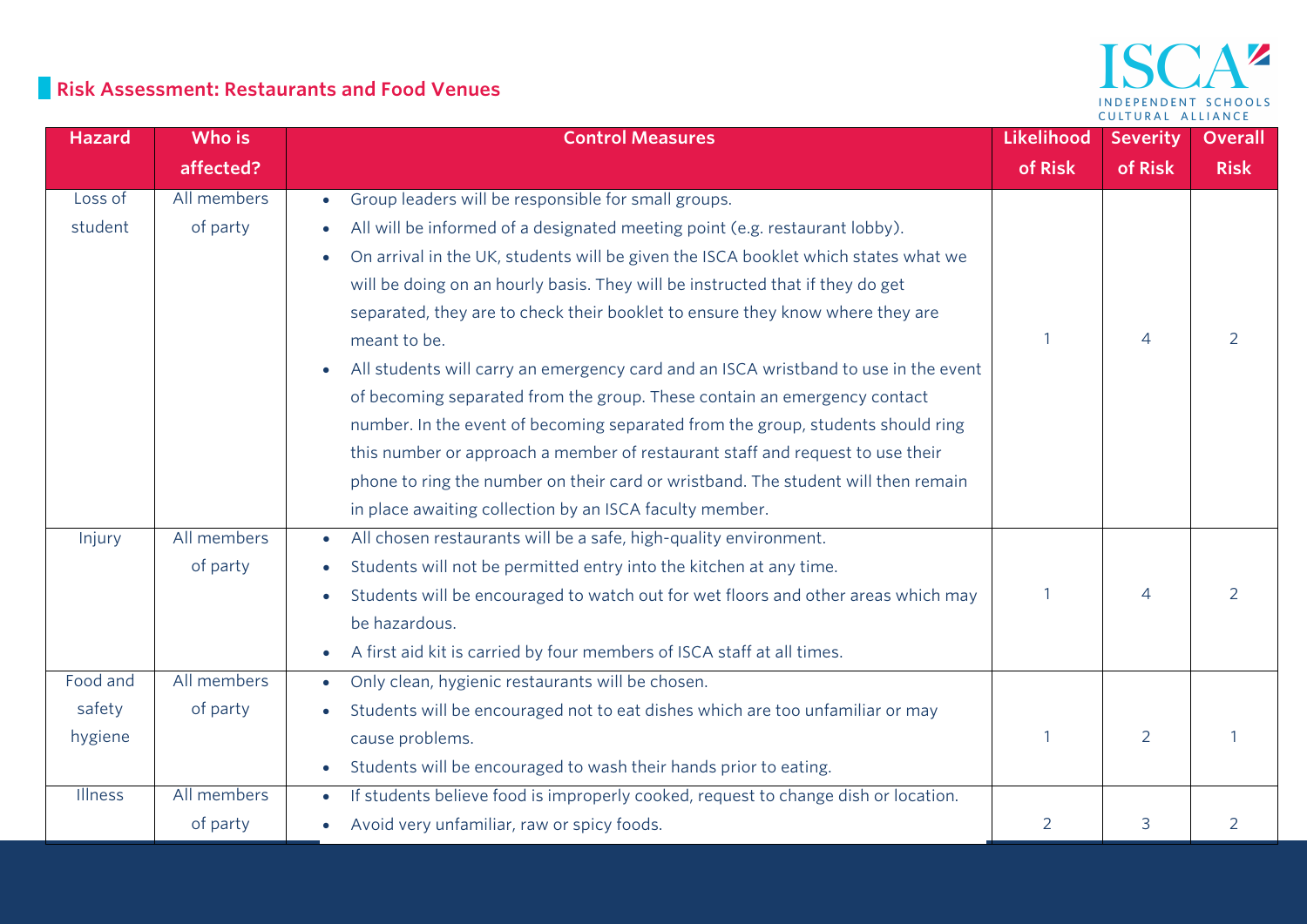## Risk Assessment: Restaurants and Food Venues

| Hazard | Who is affected? | Control Measures | Likelihood of Risk | Severity of Risk | Overall Risk |
|---|---|---|---|---|---|
| Loss of student | All members of party | • Group leaders will be responsible for small groups.<br>• All will be informed of a designated meeting point (e.g. restaurant lobby).<br>• On arrival in the UK, students will be given the ISCA booklet which states what we will be doing on an hourly basis. They will be instructed that if they do get separated, they are to check their booklet to ensure they know where they are meant to be.<br>• All students will carry an emergency card and an ISCA wristband to use in the event of becoming separated from the group. These contain an emergency contact number. In the event of becoming separated from the group, students should ring this number or approach a member of restaurant staff and request to use their phone to ring the number on their card or wristband. The student will then remain in place awaiting collection by an ISCA faculty member. | 1 | 4 | 2 |
| Injury | All members of party | • All chosen restaurants will be a safe, high-quality environment.<br>• Students will not be permitted entry into the kitchen at any time.<br>• Students will be encouraged to watch out for wet floors and other areas which may be hazardous.<br>• A first aid kit is carried by four members of ISCA staff at all times. | 1 | 4 | 2 |
| Food and safety hygiene | All members of party | • Only clean, hygienic restaurants will be chosen.<br>• Students will be encouraged not to eat dishes which are too unfamiliar or may cause problems.<br>• Students will be encouraged to wash their hands prior to eating. | 1 | 2 | 1 |
| Illness | All members of party | • If students believe food is improperly cooked, request to change dish or location.<br>• Avoid very unfamiliar, raw or spicy foods. | 2 | 3 | 2 |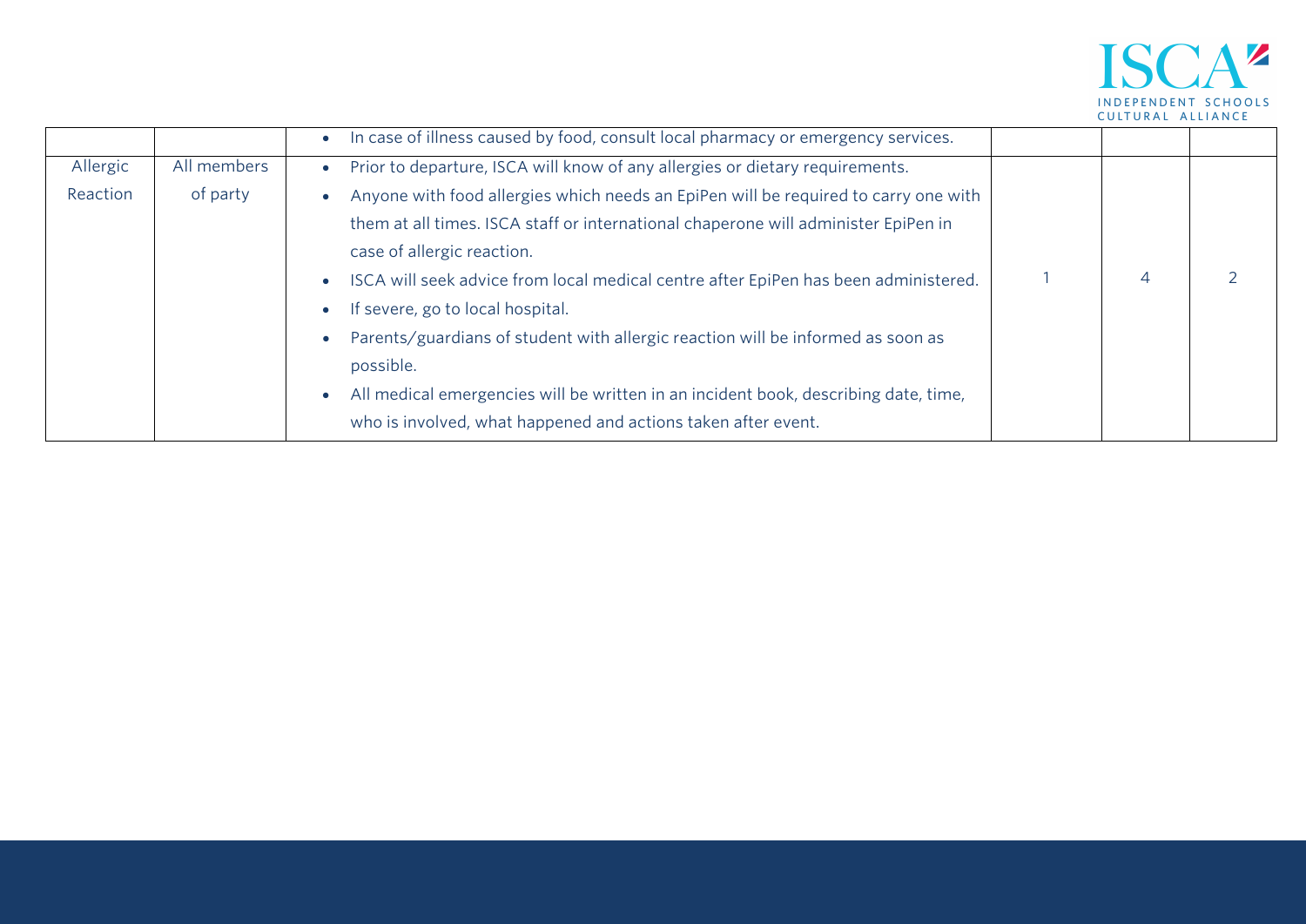| | | | | | |
|---|---|---|---|---|---|
| | | • In case of illness caused by food, consult local pharmacy or emergency services. | | | |
| Allergic Reaction | All members of party | • Prior to departure, ISCA will know of any allergies or dietary requirements.<br>• Anyone with food allergies which needs an EpiPen will be required to carry one with them at all times. ISCA staff or international chaperone will administer EpiPen in case of allergic reaction.<br>• ISCA will seek advice from local medical centre after EpiPen has been administered.<br>• If severe, go to local hospital.<br>• Parents/guardians of student with allergic reaction will be informed as soon as possible.<br>• All medical emergencies will be written in an incident book, describing date, time, who is involved, what happened and actions taken after event. | 1 | 4 | 2 |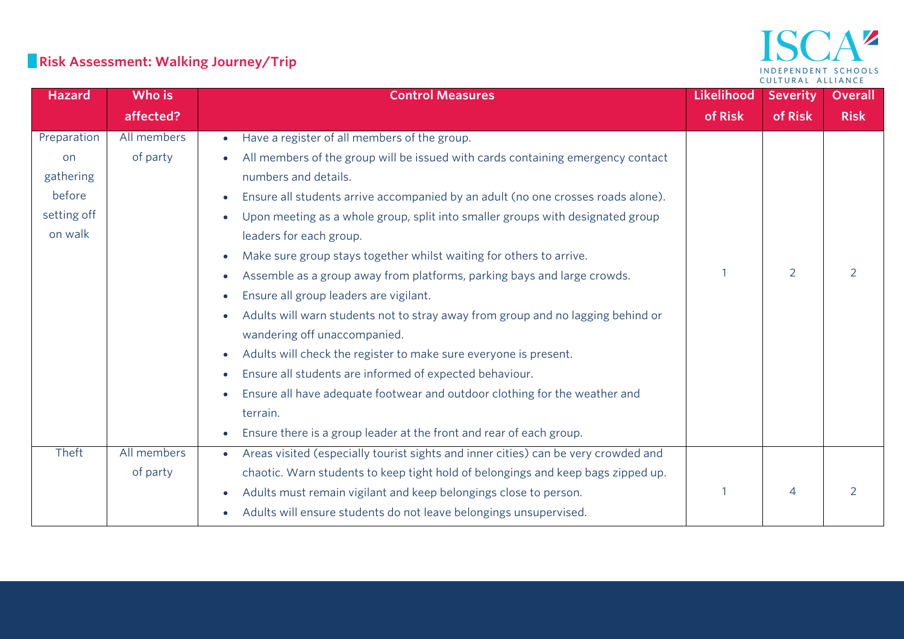## Risk Assessment: Walking Journey/Trip

| Hazard | Who is affected? | Control Measures | Likelihood of Risk | Severity of Risk | Overall Risk |
|---|---|---|---|---|---|
| Preparation on gathering before setting off on walk | All members of party | • Have a register of all members of the group.<br>• All members of the group will be issued with cards containing emergency contact numbers and details.<br>• Ensure all students arrive accompanied by an adult (no one crosses roads alone).<br>• Upon meeting as a whole group, split into smaller groups with designated group leaders for each group.<br>• Make sure group stays together whilst waiting for others to arrive.<br>• Assemble as a group away from platforms, parking bays and large crowds.<br>• Ensure all group leaders are vigilant.<br>• Adults will warn students not to stray away from group and no lagging behind or wandering off unaccompanied.<br>• Adults will check the register to make sure everyone is present.<br>• Ensure all students are informed of expected behaviour.<br>• Ensure all have adequate footwear and outdoor clothing for the weather and terrain.<br>• Ensure there is a group leader at the front and rear of each group. | 1 | 2 | 2 |
| Theft | All members of party | • Areas visited (especially tourist sights and inner cities) can be very crowded and chaotic. Warn students to keep tight hold of belongings and keep bags zipped up.<br>• Adults must remain vigilant and keep belongings close to person.<br>• Adults will ensure students do not leave belongings unsupervised. | 1 | 4 | 2 |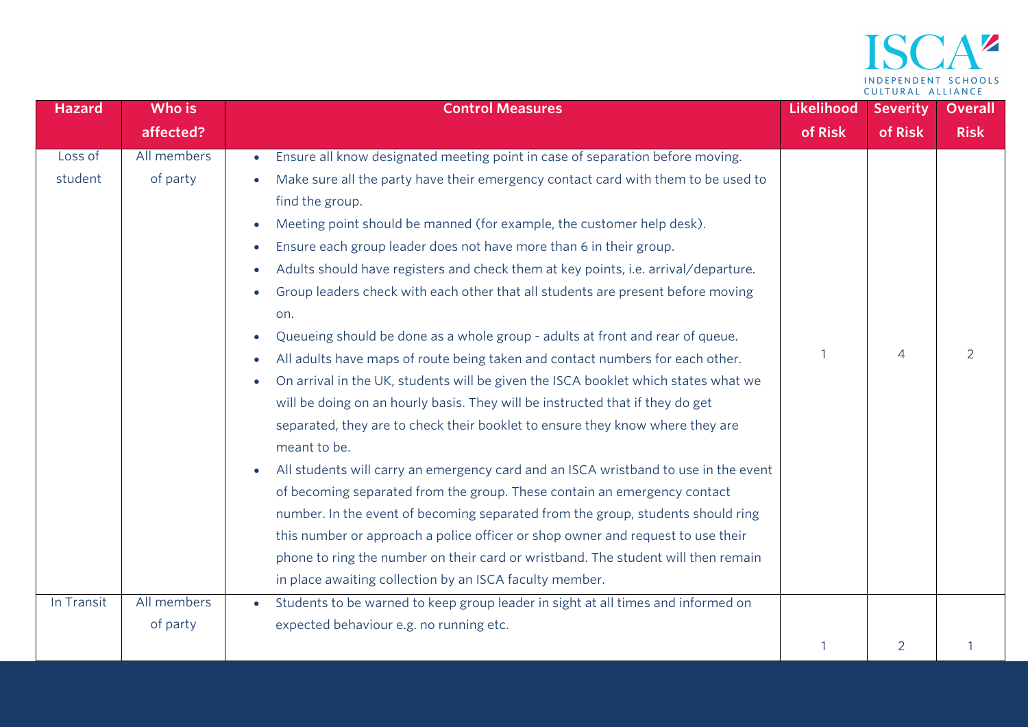| Hazard | Who is affected? | Control Measures | Likelihood of Risk | Severity of Risk | Overall Risk |
|---|---|---|---|---|---|
| Loss of student | All members of party | • Ensure all know designated meeting point in case of separation before moving.<br>• Make sure all the party have their emergency contact card with them to be used to find the group.<br>• Meeting point should be manned (for example, the customer help desk).<br>• Ensure each group leader does not have more than 6 in their group.<br>• Adults should have registers and check them at key points, i.e. arrival/departure.<br>• Group leaders check with each other that all students are present before moving on.<br>• Queueing should be done as a whole group - adults at front and rear of queue.<br>• All adults have maps of route being taken and contact numbers for each other.<br>• On arrival in the UK, students will be given the ISCA booklet which states what we will be doing on an hourly basis. They will be instructed that if they do get separated, they are to check their booklet to ensure they know where they are meant to be.<br>• All students will carry an emergency card and an ISCA wristband to use in the event of becoming separated from the group. These contain an emergency contact number. In the event of becoming separated from the group, students should ring this number or approach a police officer or shop owner and request to use their phone to ring the number on their card or wristband. The student will then remain in place awaiting collection by an ISCA faculty member. | 1 | 4 | 2 |
| In Transit | All members of party | • Students to be warned to keep group leader in sight at all times and informed on expected behaviour e.g. no running etc. | 1 | 2 | 1 |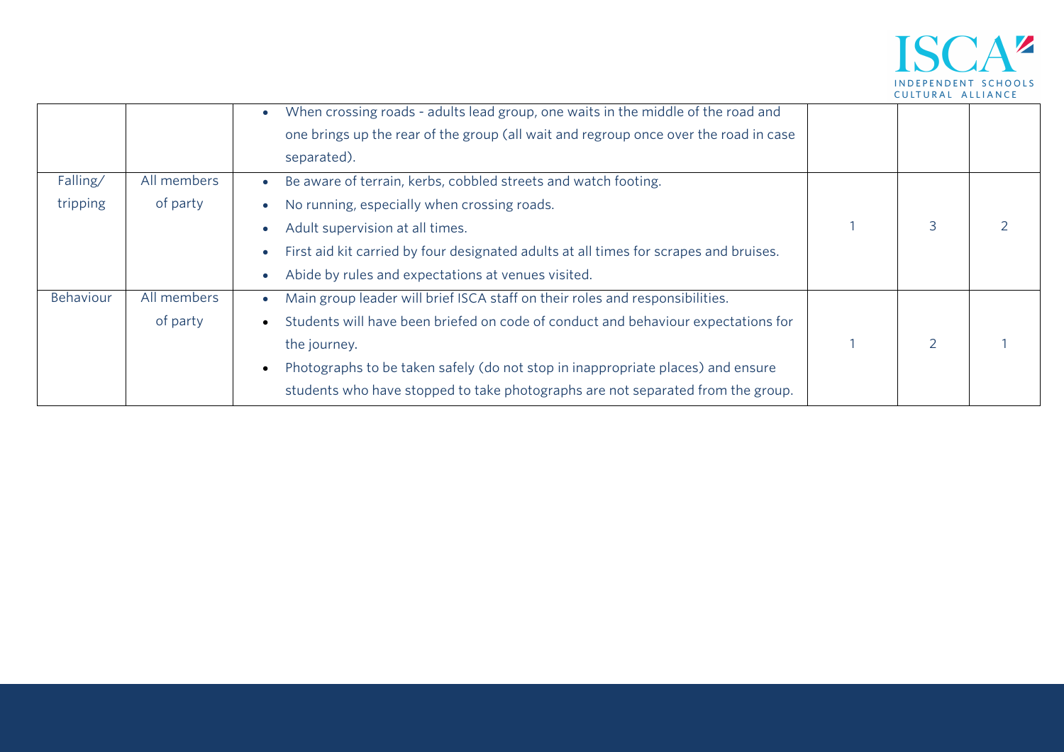| | | | | | |
|---|---|---|---|---|---|
| | | • When crossing roads - adults lead group, one waits in the middle of the road and one brings up the rear of the group (all wait and regroup once over the road in case separated). | | | |
| Falling/ tripping | All members of party | • Be aware of terrain, kerbs, cobbled streets and watch footing.<br>• No running, especially when crossing roads.<br>• Adult supervision at all times.<br>• First aid kit carried by four designated adults at all times for scrapes and bruises.<br>• Abide by rules and expectations at venues visited. | 1 | 3 | 2 |
| Behaviour | All members of party | • Main group leader will brief ISCA staff on their roles and responsibilities.<br>• Students will have been briefed on code of conduct and behaviour expectations for the journey.<br>• Photographs to be taken safely (do not stop in inappropriate places) and ensure students who have stopped to take photographs are not separated from the group. | 1 | 2 | 1 |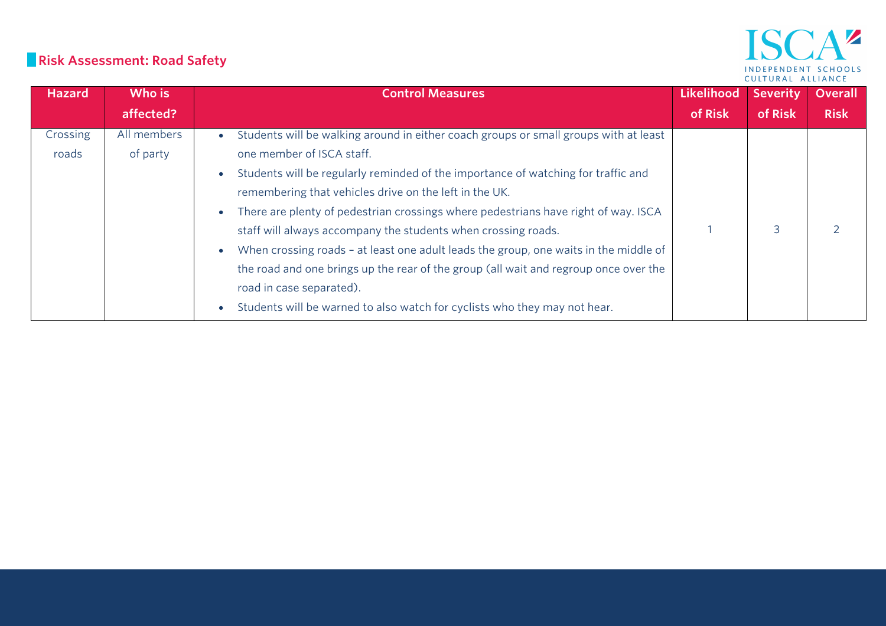## Risk Assessment: Road Safety

| Hazard | Who is affected? | Control Measures | Likelihood of Risk | Severity of Risk | Overall Risk |
|---|---|---|---|---|---|
| Crossing roads | All members of party | • Students will be walking around in either coach groups or small groups with at least one member of ISCA staff.<br>• Students will be regularly reminded of the importance of watching for traffic and remembering that vehicles drive on the left in the UK.<br>• There are plenty of pedestrian crossings where pedestrians have right of way. ISCA staff will always accompany the students when crossing roads.<br>• When crossing roads – at least one adult leads the group, one waits in the middle of the road and one brings up the rear of the group (all wait and regroup once over the road in case separated).<br>• Students will be warned to also watch for cyclists who they may not hear. | 1 | 3 | 2 |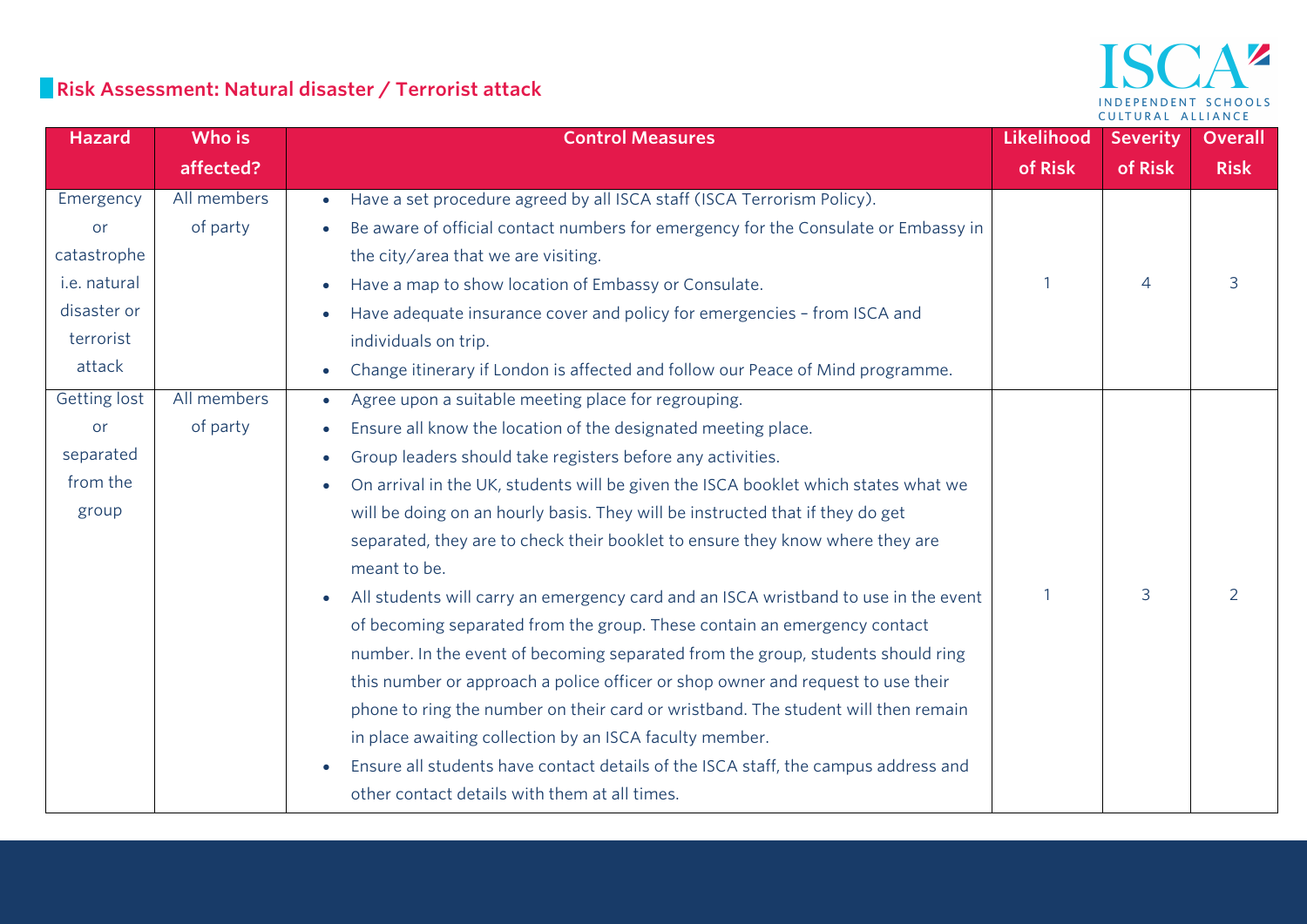## Risk Assessment: Natural disaster / Terrorist attack

| Hazard | Who is affected? | Control Measures | Likelihood of Risk | Severity of Risk | Overall Risk |
|---|---|---|---|---|---|
| Emergency or catastrophe i.e. natural disaster or terrorist attack | All members of party | • Have a set procedure agreed by all ISCA staff (ISCA Terrorism Policy).<br>• Be aware of official contact numbers for emergency for the Consulate or Embassy in the city/area that we are visiting.<br>• Have a map to show location of Embassy or Consulate.<br>• Have adequate insurance cover and policy for emergencies – from ISCA and individuals on trip.<br>• Change itinerary if London is affected and follow our Peace of Mind programme. | 1 | 4 | 3 |
| Getting lost or separated from the group | All members of party | • Agree upon a suitable meeting place for regrouping.<br>• Ensure all know the location of the designated meeting place.<br>• Group leaders should take registers before any activities.<br>• On arrival in the UK, students will be given the ISCA booklet which states what we will be doing on an hourly basis. They will be instructed that if they do get separated, they are to check their booklet to ensure they know where they are meant to be.<br>• All students will carry an emergency card and an ISCA wristband to use in the event of becoming separated from the group. These contain an emergency contact number. In the event of becoming separated from the group, students should ring this number or approach a police officer or shop owner and request to use their phone to ring the number on their card or wristband. The student will then remain in place awaiting collection by an ISCA faculty member.<br>• Ensure all students have contact details of the ISCA staff, the campus address and other contact details with them at all times. | 1 | 3 | 2 |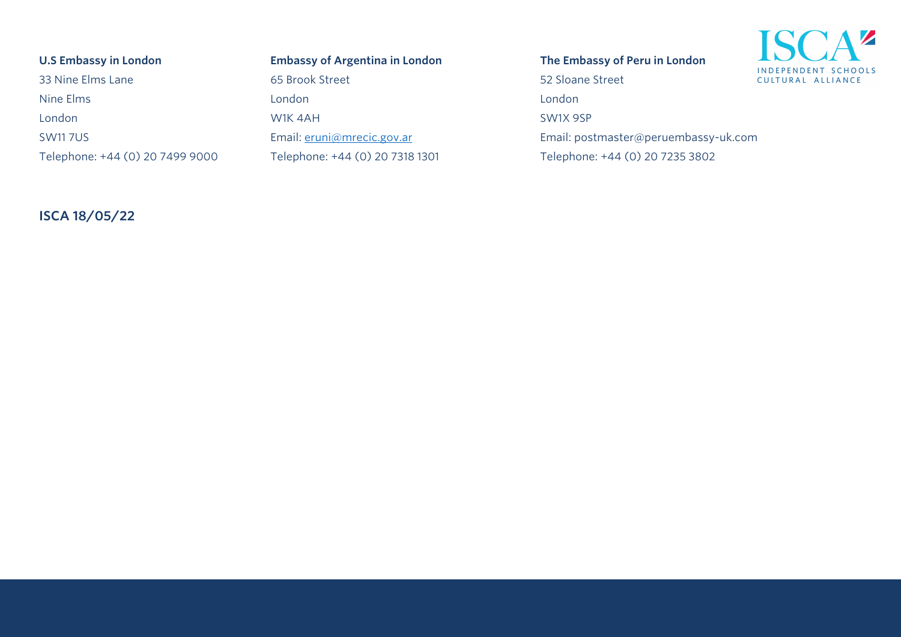**U.S Embassy in London**

33 Nine Elms Lane
Nine Elms
London
SW11 7US
Telephone: +44 (0) 20 7499 9000

**Embassy of Argentina in London**

65 Brook Street
London
W1K 4AH
Email: eruni@mrecic.gov.ar
Telephone: +44 (0) 20 7318 1301

**The Embassy of Peru in London**

52 Sloane Street
London
SW1X 9SP
Email: postmaster@peruembassy-uk.com
Telephone: +44 (0) 20 7235 3802

**ISCA 18/05/22**